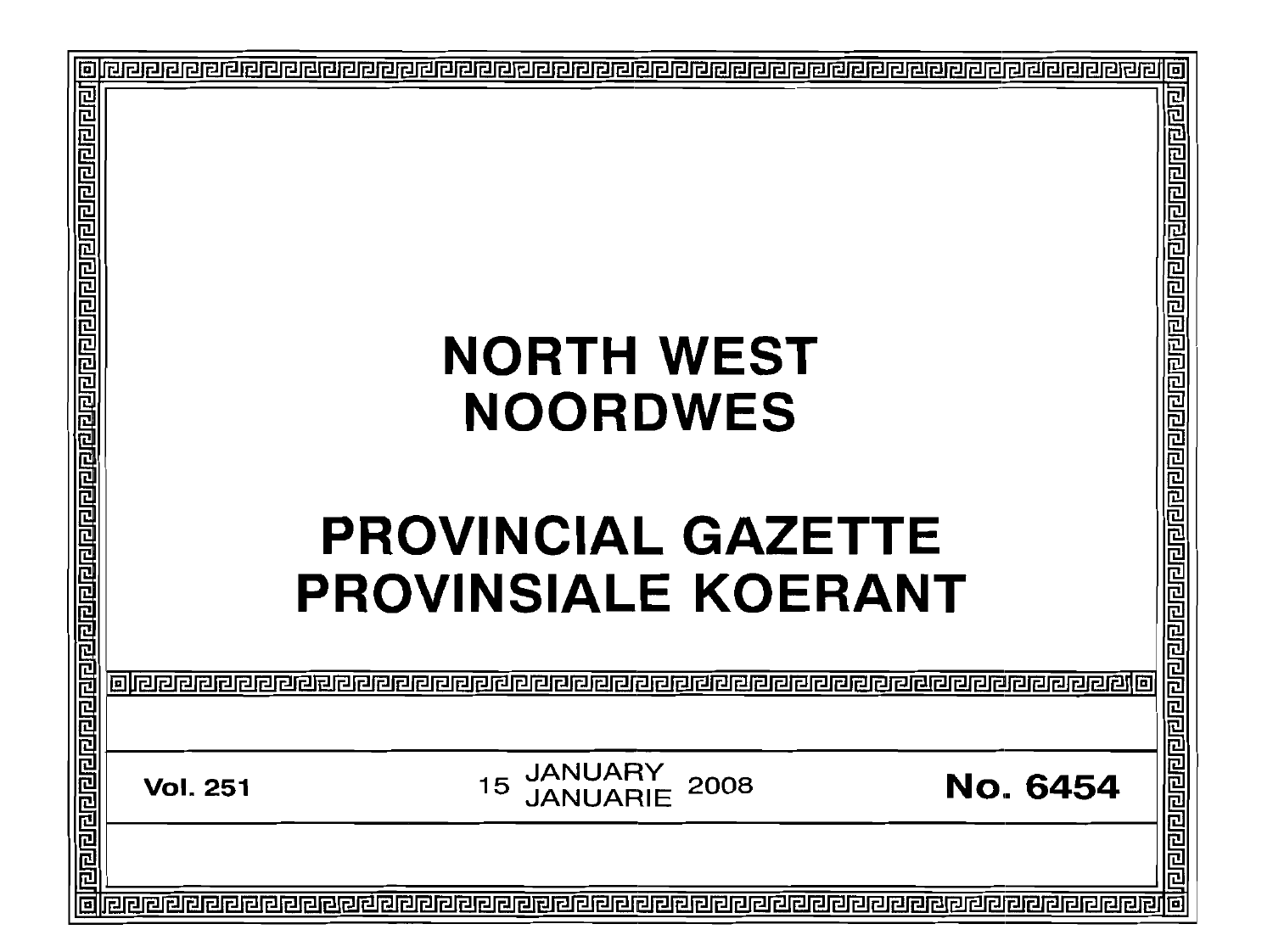# NORTH WEST
# NOORDWES

# PROVINCIAL GAZETTE
# PROVINSIALE KOERANT

**Vol. 251** 15 JANUARY / JANUARIE 2008 **No. 6454**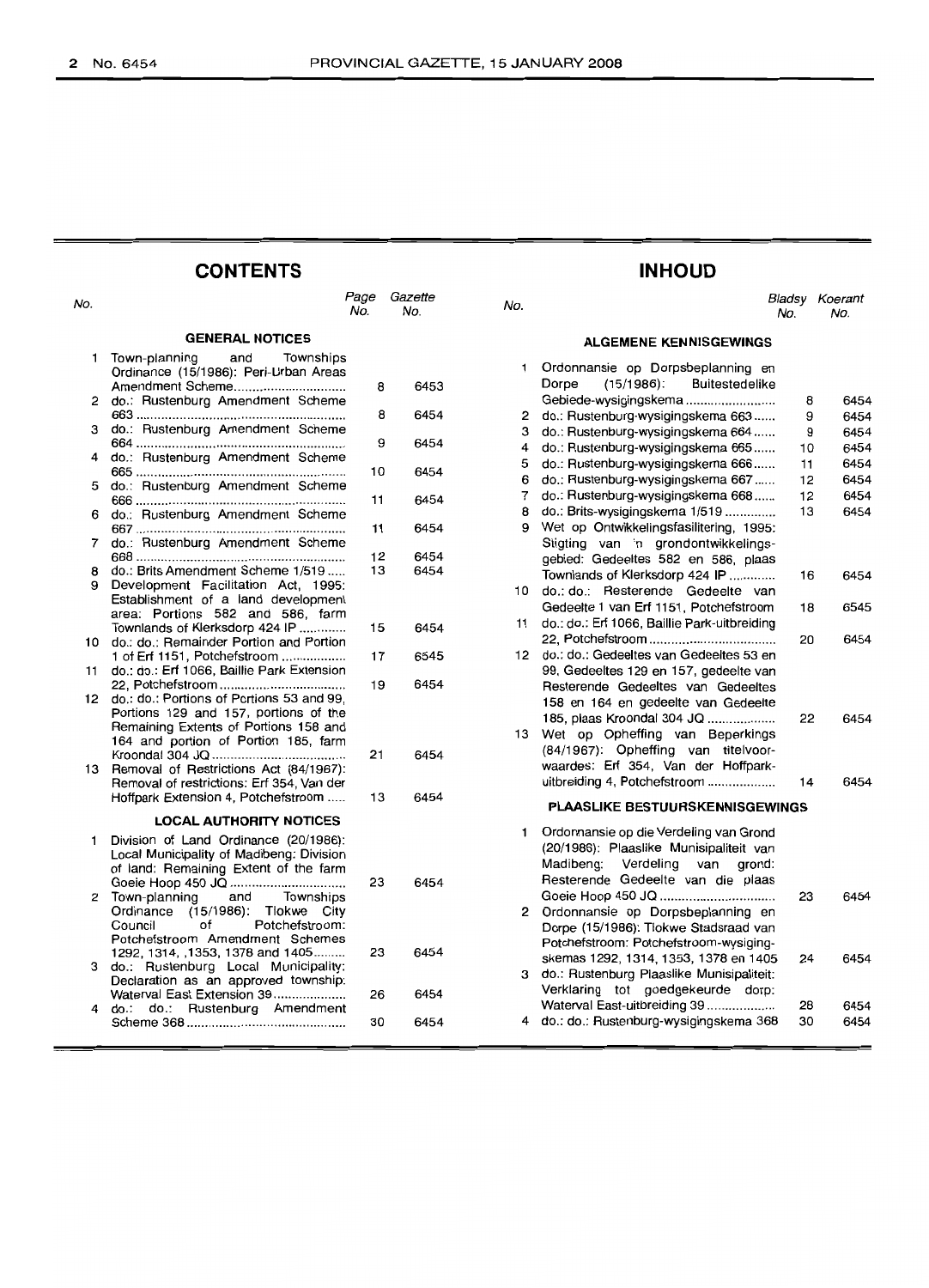## CONTENTS

| No. | | Page No. | Gazette No. |
|---|---|---|---|
| | **GENERAL NOTICES** | | |
| 1 | Town-planning and Townships Ordinance (15/1986): Peri-Urban Areas Amendment Scheme | 8 | 6453 |
| 2 | do.: Rustenburg Amendment Scheme 663 | 8 | 6454 |
| 3 | do.: Rustenburg Amendment Scheme 664 | 9 | 6454 |
| 4 | do.: Rustenburg Amendment Scheme 665 | 10 | 6454 |
| 5 | do.: Rustenburg Amendment Scheme 666 | 11 | 6454 |
| 6 | do.: Rustenburg Amendment Scheme 667 | 11 | 6454 |
| 7 | do.: Rustenburg Amendment Scheme 668 | 12 | 6454 |
| 8 | do.: Brits Amendment Scheme 1/519 | 13 | 6454 |
| 9 | Development Facilitation Act, 1995: Establishment of a land development area: Portions 582 and 586, farm Townlands of Klerksdorp 424 IP | 15 | 6454 |
| 10 | do.: do.: Remainder Portion and Portion 1 of Erf 1151, Potchefstroom | 17 | 6545 |
| 11 | do.: do.: Erf 1066, Baillie Park Extension 22, Potchefstroom | 19 | 6454 |
| 12 | do.: do.: Portions of Portions 53 and 99, Portions 129 and 157, portions of the Remaining Extents of Portions 158 and 164 and portion of Portion 185, farm Kroondal 304 JQ | 21 | 6454 |
| 13 | Removal of Restrictions Act (84/1967): Removal of restrictions: Erf 354, Van der Hoffpark Extension 4, Potchefstroom | 13 | 6454 |
| | **LOCAL AUTHORITY NOTICES** | | |
| 1 | Division of Land Ordinance (20/1986): Local Municipality of Madibeng: Division of land: Remaining Extent of the farm Goeie Hoop 450 JQ | 23 | 6454 |
| 2 | Town-planning and Townships Ordinance (15/1986): Tlokwe City Council of Potchefstroom: Potchefstroom Amendment Schemes 1292, 1314, ,1353, 1378 and 1405 | 23 | 6454 |
| 3 | do.: Rustenburg Local Municipality: Declaration as an approved township: Waterval East Extension 39 | 26 | 6454 |
| 4 | do.: do.: Rustenburg Amendment Scheme 368 | 30 | 6454 |

## INHOUD

| No. | | Bladsy No. | Koerant No. |
|---|---|---|---|
| | **ALGEMENE KENNISGEWINGS** | | |
| 1 | Ordonnansie op Dorpsbeplanning en Dorpe (15/1986): Buitestedelike Gebiede-wysigingskema | 8 | 6454 |
| 2 | do.: Rustenburg-wysigingskema 663 | 9 | 6454 |
| 3 | do.: Rustenburg-wysigingskema 664 | 9 | 6454 |
| 4 | do.: Rustenburg-wysigingskema 665 | 10 | 6454 |
| 5 | do.: Rustenburg-wysigingskema 666 | 11 | 6454 |
| 6 | do.: Rustenburg-wysigingskema 667 | 12 | 6454 |
| 7 | do.: Rustenburg-wysigingskema 668 | 12 | 6454 |
| 8 | do.: Brits-wysigingskema 1/519 | 13 | 6454 |
| 9 | Wet op Ontwikkelingsfasilitering, 1995: Stigting van 'n grondontwikkelingsgebied: Gedeeltes 582 en 586, plaas Townlands of Klerksdorp 424 IP | 16 | 6454 |
| 10 | do.: do.: Resterende Gedeelte van Gedeelte 1 van Erf 1151, Potchefstroom | 18 | 6545 |
| 11 | do.: do.: Erf 1066, Baillie Park-uitbreiding 22, Potchefstroom | 20 | 6454 |
| 12 | do.: do.: Gedeeltes van Gedeeltes 53 en 99, Gedeeltes 129 en 157, gedeelte van Resterende Gedeeltes van Gedeeltes 158 en 164 en gedeelte van Gedeelte 185, plaas Kroondal 304 JQ | 22 | 6454 |
| 13 | Wet op Opheffing van Beperkings (84/1967): Opheffing van titelvoorwaardes: Erf 354, Van der Hoffpark-uitbreiding 4, Potchefstroom | 14 | 6454 |
| | **PLAASLIKE BESTUURSKENNISGEWINGS** | | |
| 1 | Ordonnansie op die Verdeling van Grond (20/1986): Plaaslike Munisipaliteit van Madibeng: Verdeling van grond: Resterende Gedeelte van die plaas Goeie Hoop 450 JQ | 23 | 6454 |
| 2 | Ordonnansie op Dorpsbeplanning en Dorpe (15/1986): Tlokwe Stadsraad van Potchefstroom: Potchefstroom-wysigingskemas 1292, 1314, 1353, 1378 en 1405 | 24 | 6454 |
| 3 | do.: Rustenburg Plaaslike Munisipaliteit: Verklaring tot goedgekeurde dorp: Waterval East-uitbreiding 39 | 28 | 6454 |
| 4 | do.: do.: Rustenburg-wysigingskema 368 | 30 | 6454 |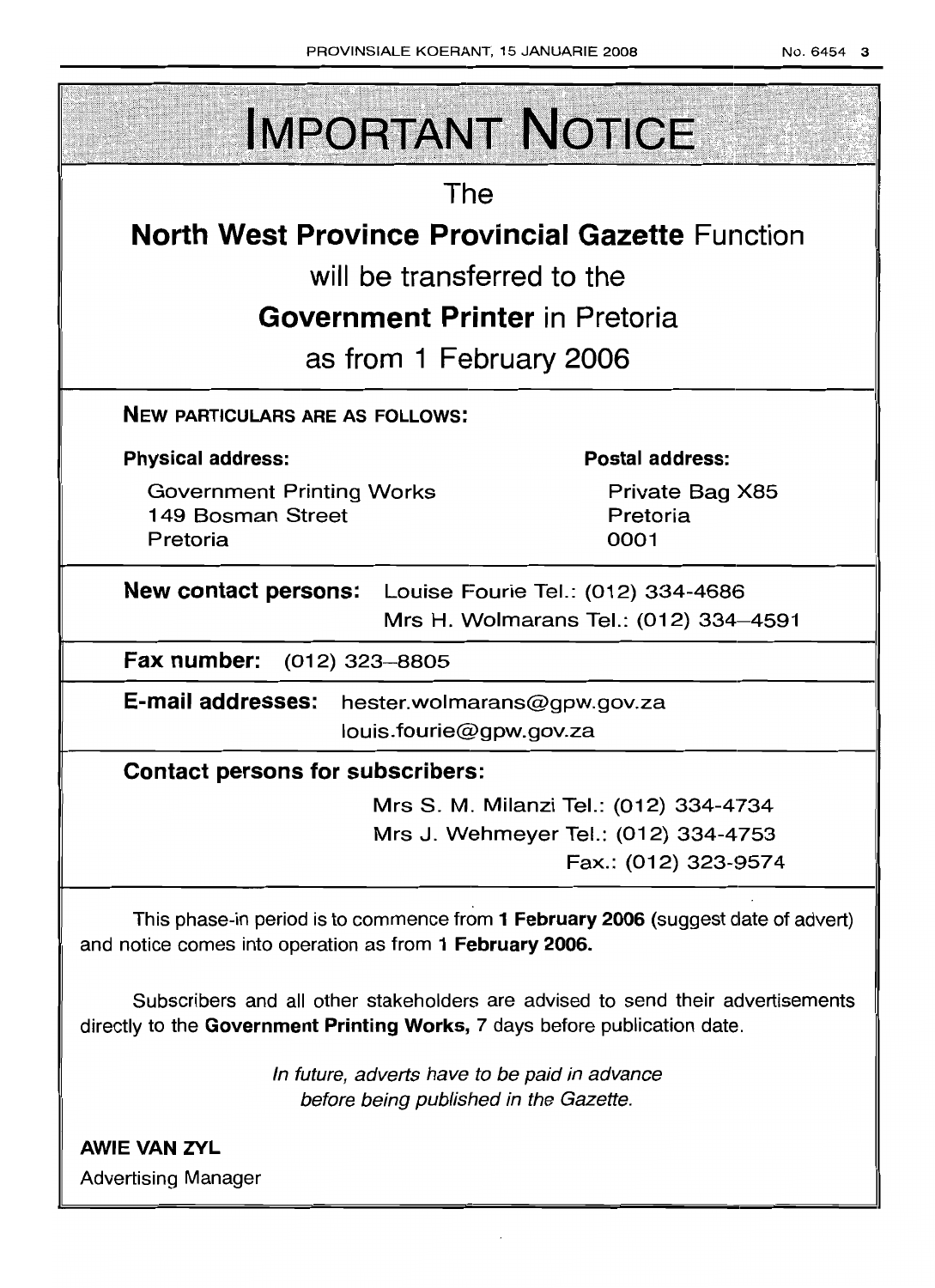# IMPORTANT NOTICE

The

**North West Province Provincial Gazette** Function

will be transferred to the

**Government Printer** in Pretoria

as from 1 February 2006

**NEW PARTICULARS ARE AS FOLLOWS:**

**Physical address:**

Government Printing Works
149 Bosman Street
Pretoria

**Postal address:**

Private Bag X85
Pretoria
0001

**New contact persons:** Louise Fourie Tel.: (012) 334-4686
Mrs H. Wolmarans Tel.: (012) 334–4591

**Fax number:** (012) 323–8805

**E-mail addresses:** hester.wolmarans@gpw.gov.za
louis.fourie@gpw.gov.za

**Contact persons for subscribers:**

Mrs S. M. Milanzi Tel.: (012) 334-4734
Mrs J. Wehmeyer Tel.: (012) 334-4753
Fax.: (012) 323-9574

This phase-in period is to commence from **1 February 2006** (suggest date of advert) and notice comes into operation as from **1 February 2006.**

Subscribers and all other stakeholders are advised to send their advertisements directly to the **Government Printing Works,** 7 days before publication date.

*In future, adverts have to be paid in advance before being published in the Gazette.*

**AWIE VAN ZYL**
Advertising Manager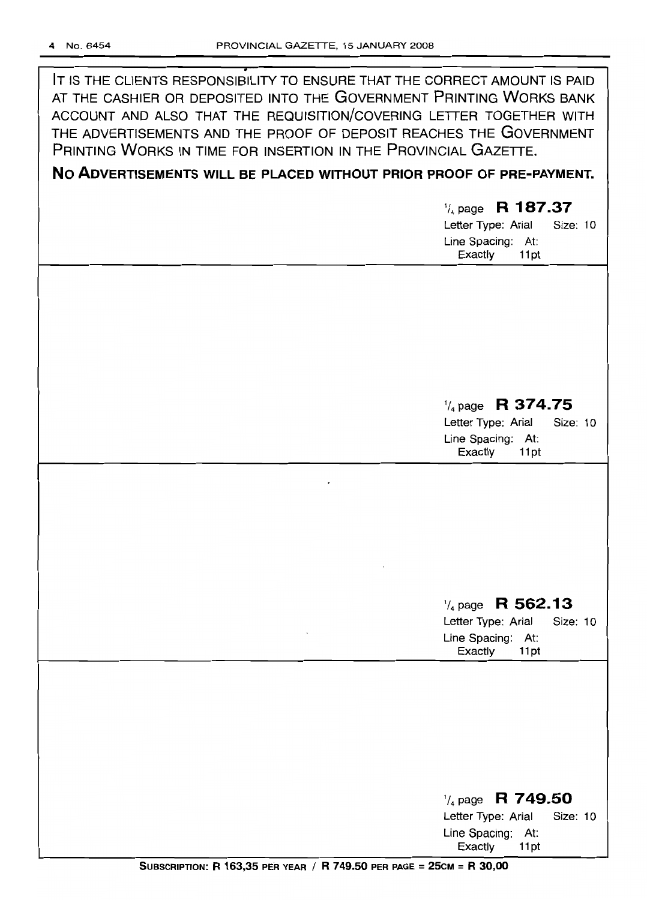IT IS THE CLIENTS RESPONSIBILITY TO ENSURE THAT THE CORRECT AMOUNT IS PAID AT THE CASHIER OR DEPOSITED INTO THE GOVERNMENT PRINTING WORKS BANK ACCOUNT AND ALSO THAT THE REQUISITION/COVERING LETTER TOGETHER WITH THE ADVERTISEMENTS AND THE PROOF OF DEPOSIT REACHES THE GOVERNMENT PRINTING WORKS IN TIME FOR INSERTION IN THE PROVINCIAL GAZETTE.

**NO ADVERTISEMENTS WILL BE PLACED WITHOUT PRIOR PROOF OF PRE-PAYMENT.**

1/4 page **R 187.37**
Letter Type: Arial Size: 10
Line Spacing: At: Exactly 11pt

1/4 page **R 374.75**
Letter Type: Arial Size: 10
Line Spacing: At: Exactly 11pt

1/4 page **R 562.13**
Letter Type: Arial Size: 10
Line Spacing: At: Exactly 11pt

1/4 page **R 749.50**
Letter Type: Arial Size: 10
Line Spacing: At: Exactly 11pt

**SUBSCRIPTION: R 163,35 PER YEAR / R 749.50 PER PAGE = 25CM = R 30,00**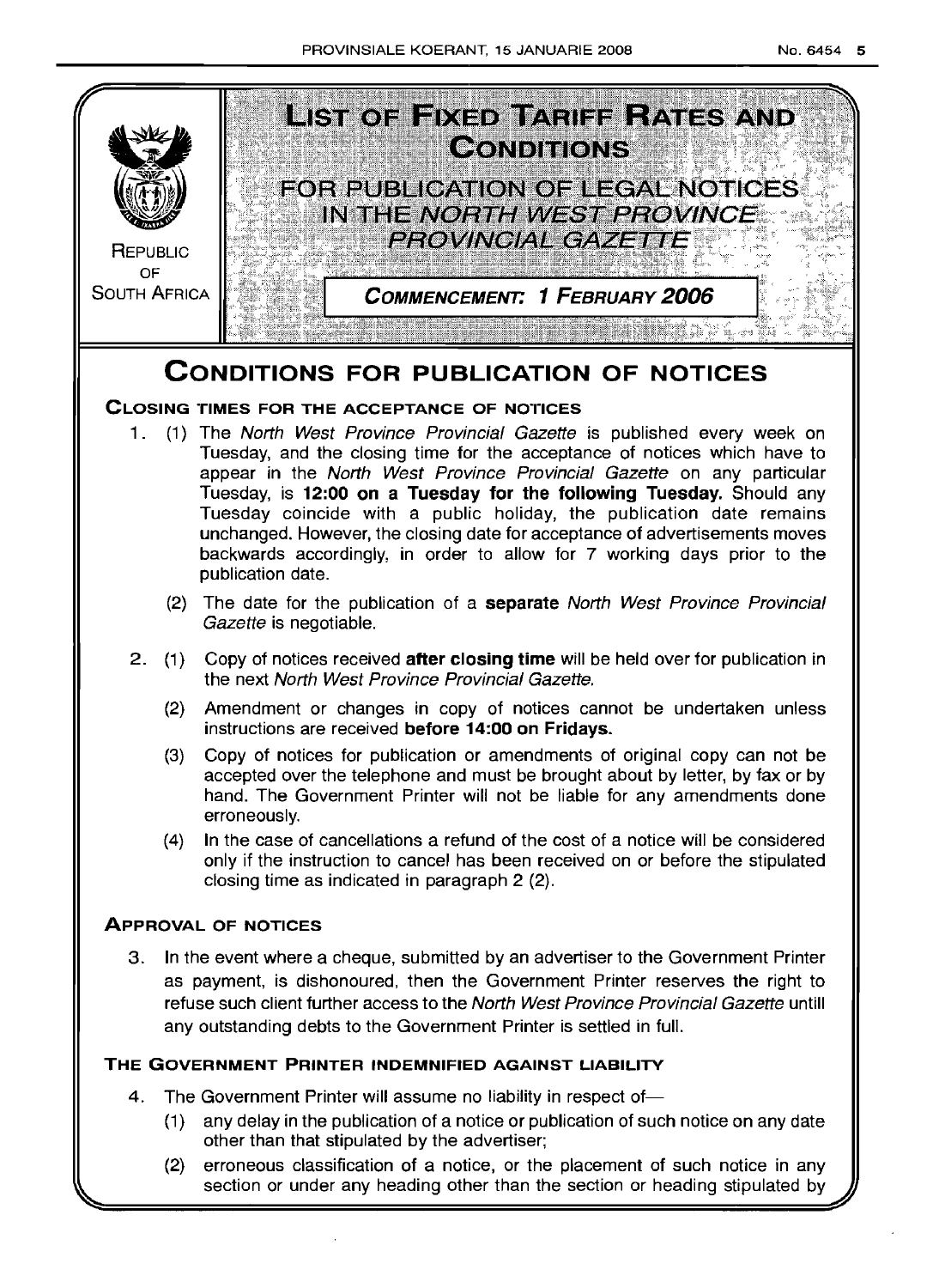REPUBLIC OF SOUTH AFRICA

# LIST OF FIXED TARIFF RATES AND CONDITIONS

## FOR PUBLICATION OF LEGAL NOTICES IN THE *NORTH WEST PROVINCE PROVINCIAL GAZETTE*

**COMMENCEMENT: 1 FEBRUARY 2006**

# CONDITIONS FOR PUBLICATION OF NOTICES

## CLOSING TIMES FOR THE ACCEPTANCE OF NOTICES

1. (1) The *North West Province Provincial Gazette* is published every week on Tuesday, and the closing time for the acceptance of notices which have to appear in the *North West Province Provincial Gazette* on any particular Tuesday, is **12:00 on a Tuesday for the following Tuesday.** Should any Tuesday coincide with a public holiday, the publication date remains unchanged. However, the closing date for acceptance of advertisements moves backwards accordingly, in order to allow for 7 working days prior to the publication date.

   (2) The date for the publication of a **separate** *North West Province Provincial Gazette* is negotiable.

2. (1) Copy of notices received **after closing time** will be held over for publication in the next *North West Province Provincial Gazette.*

   (2) Amendment or changes in copy of notices cannot be undertaken unless instructions are received **before 14:00 on Fridays.**

   (3) Copy of notices for publication or amendments of original copy can not be accepted over the telephone and must be brought about by letter, by fax or by hand. The Government Printer will not be liable for any amendments done erroneously.

   (4) In the case of cancellations a refund of the cost of a notice will be considered only if the instruction to cancel has been received on or before the stipulated closing time as indicated in paragraph 2 (2).

## APPROVAL OF NOTICES

3. In the event where a cheque, submitted by an advertiser to the Government Printer as payment, is dishonoured, then the Government Printer reserves the right to refuse such client further access to the *North West Province Provincial Gazette* untill any outstanding debts to the Government Printer is settled in full.

## THE GOVERNMENT PRINTER INDEMNIFIED AGAINST LIABILITY

4. The Government Printer will assume no liability in respect of—

   (1) any delay in the publication of a notice or publication of such notice on any date other than that stipulated by the advertiser;

   (2) erroneous classification of a notice, or the placement of such notice in any section or under any heading other than the section or heading stipulated by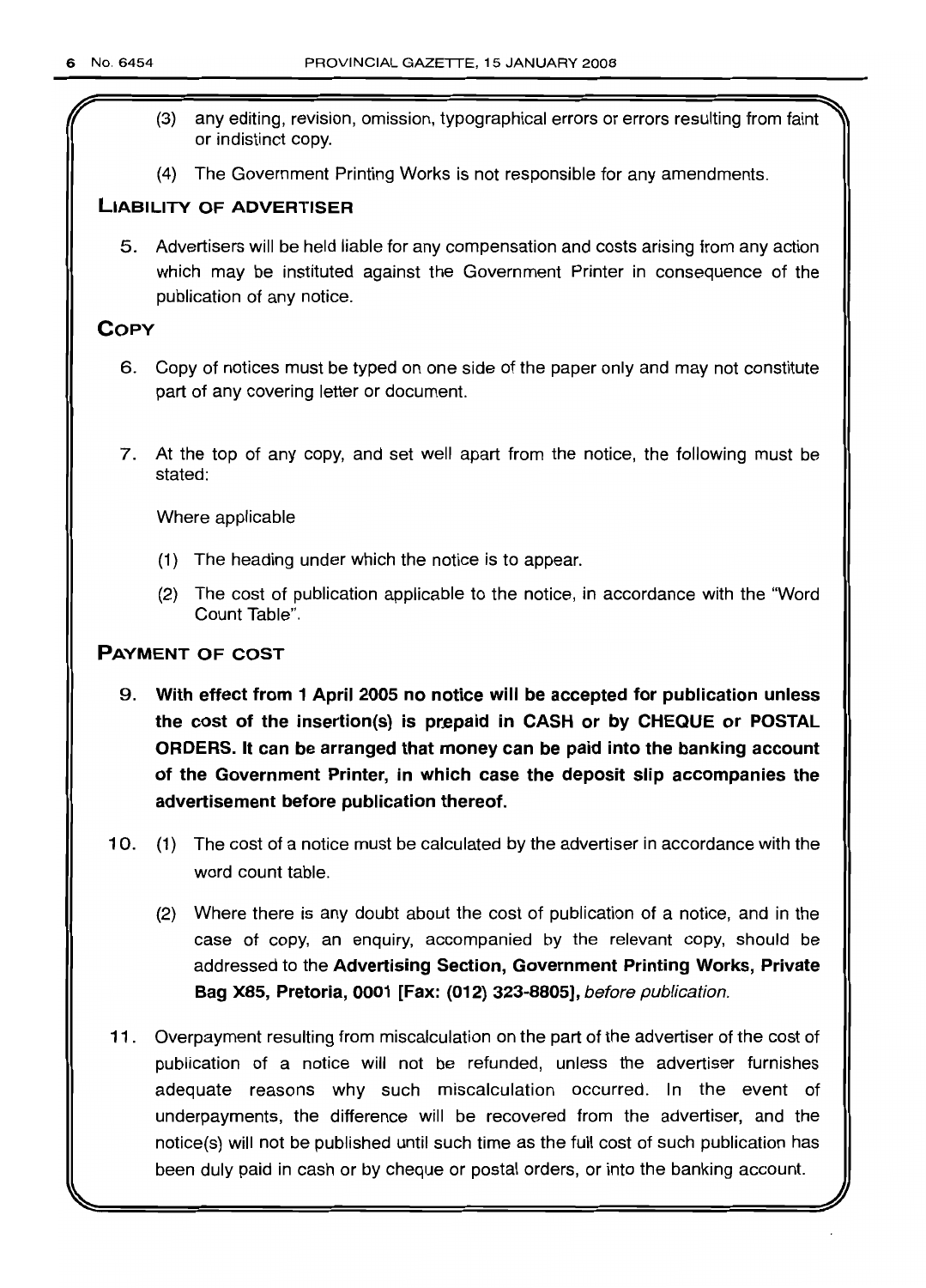(3) any editing, revision, omission, typographical errors or errors resulting from faint or indistinct copy.

(4) The Government Printing Works is not responsible for any amendments.

## LIABILITY OF ADVERTISER

5. Advertisers will be held liable for any compensation and costs arising from any action which may be instituted against the Government Printer in consequence of the publication of any notice.

## COPY

6. Copy of notices must be typed on one side of the paper only and may not constitute part of any covering letter or document.

7. At the top of any copy, and set well apart from the notice, the following must be stated:

   Where applicable

   (1) The heading under which the notice is to appear.

   (2) The cost of publication applicable to the notice, in accordance with the "Word Count Table".

## PAYMENT OF COST

9. **With effect from 1 April 2005 no notice will be accepted for publication unless the cost of the insertion(s) is prepaid in CASH or by CHEQUE or POSTAL ORDERS. It can be arranged that money can be paid into the banking account of the Government Printer, in which case the deposit slip accompanies the advertisement before publication thereof.**

10. (1) The cost of a notice must be calculated by the advertiser in accordance with the word count table.

    (2) Where there is any doubt about the cost of publication of a notice, and in the case of copy, an enquiry, accompanied by the relevant copy, should be addressed to the **Advertising Section, Government Printing Works, Private Bag X85, Pretoria, 0001 [Fax: (012) 323-8805],** *before publication.*

11. Overpayment resulting from miscalculation on the part of the advertiser of the cost of publication of a notice will not be refunded, unless the advertiser furnishes adequate reasons why such miscalculation occurred. In the event of underpayments, the difference will be recovered from the advertiser, and the notice(s) will not be published until such time as the full cost of such publication has been duly paid in cash or by cheque or postal orders, or into the banking account.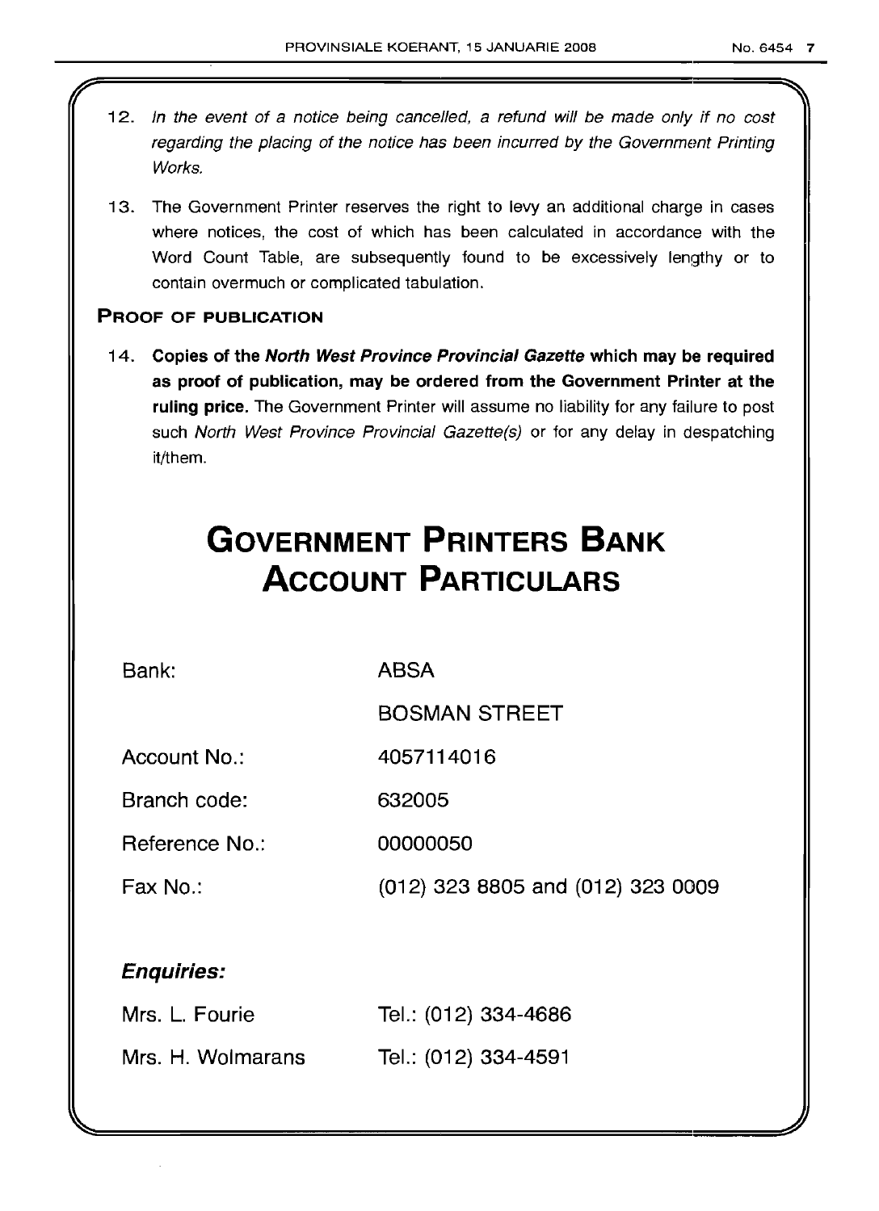12. *In the event of a notice being cancelled, a refund will be made only if no cost regarding the placing of the notice has been incurred by the Government Printing Works.*

13. The Government Printer reserves the right to levy an additional charge in cases where notices, the cost of which has been calculated in accordance with the Word Count Table, are subsequently found to be excessively lengthy or to contain overmuch or complicated tabulation.

### PROOF OF PUBLICATION

14. **Copies of the *North West Province Provincial Gazette* which may be required as proof of publication, may be ordered from the Government Printer at the ruling price.** The Government Printer will assume no liability for any failure to post such *North West Province Provincial Gazette(s)* or for any delay in despatching it/them.

# GOVERNMENT PRINTERS BANK ACCOUNT PARTICULARS

| | |
|---|---|
| Bank: | ABSA |
| | BOSMAN STREET |
| Account No.: | 4057114016 |
| Branch code: | 632005 |
| Reference No.: | 00000050 |
| Fax No.: | (012) 323 8805 and (012) 323 0009 |

***Enquiries:***

| | |
|---|---|
| Mrs. L. Fourie | Tel.: (012) 334-4686 |
| Mrs. H. Wolmarans | Tel.: (012) 334-4591 |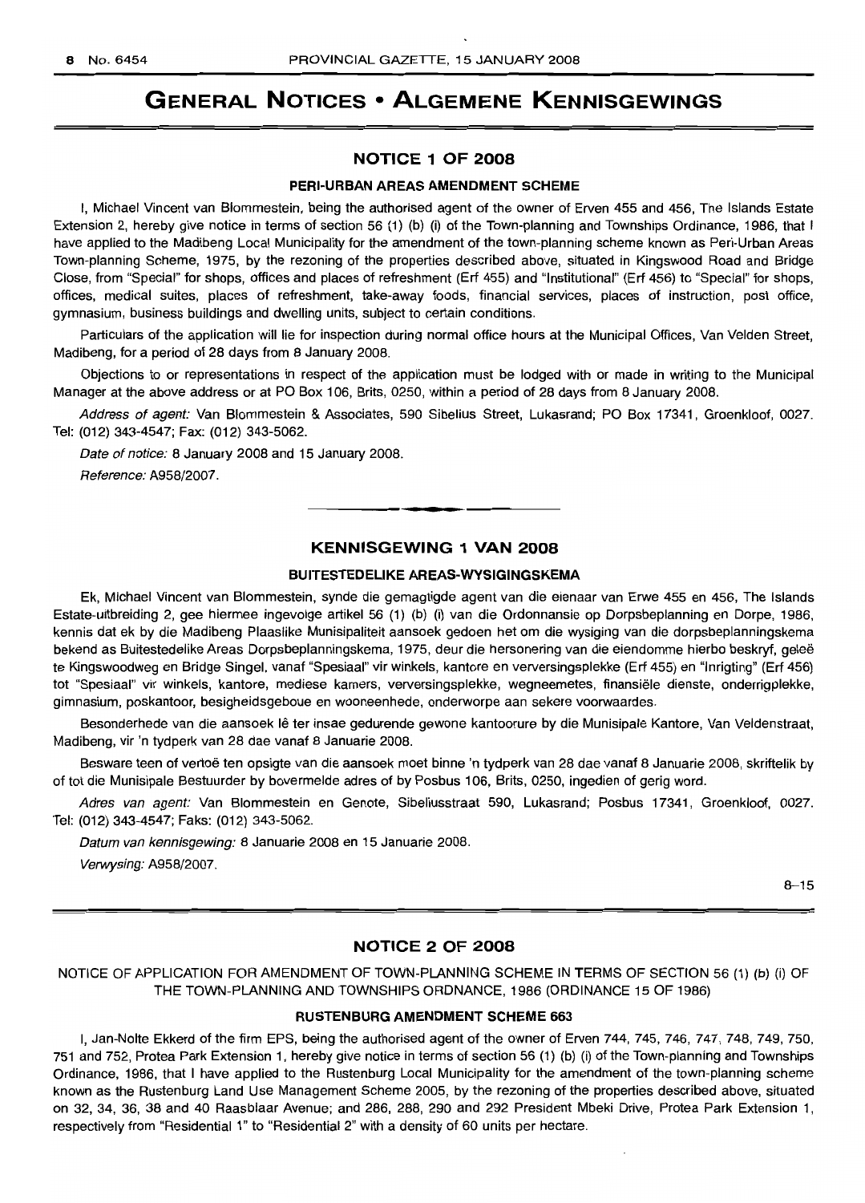# GENERAL NOTICES • ALGEMENE KENNISGEWINGS

## NOTICE 1 OF 2008

### PERI-URBAN AREAS AMENDMENT SCHEME

I, Michael Vincent van Blommestein, being the authorised agent of the owner of Erven 455 and 456, The Islands Estate Extension 2, hereby give notice in terms of section 56 (1) (b) (i) of the Town-planning and Townships Ordinance, 1986, that I have applied to the Madibeng Local Municipality for the amendment of the town-planning scheme known as Peri-Urban Areas Town-planning Scheme, 1975, by the rezoning of the properties described above, situated in Kingswood Road and Bridge Close, from "Special" for shops, offices and places of refreshment (Erf 455) and "Institutional" (Erf 456) to "Special" for shops, offices, medical suites, places of refreshment, take-away foods, financial services, places of instruction, post office, gymnasium, business buildings and dwelling units, subject to certain conditions.

Particulars of the application will lie for inspection during normal office hours at the Municipal Offices, Van Velden Street, Madibeng, for a period of 28 days from 8 January 2008.

Objections to or representations in respect of the application must be lodged with or made in writing to the Municipal Manager at the above address or at PO Box 106, Brits, 0250, within a period of 28 days from 8 January 2008.

*Address of agent:* Van Blommestein & Associates, 590 Sibelius Street, Lukasrand; PO Box 17341, Groenkloof, 0027. Tel: (012) 343-4547; Fax: (012) 343-5062.

*Date of notice:* 8 January 2008 and 15 January 2008.

*Reference:* A958/2007.

---

## KENNISGEWING 1 VAN 2008

### BUITESTEDELIKE AREAS-WYSIGINGSKEMA

Ek, Michael Vincent van Blommestein, synde die gemagtigde agent van die eienaar van Erwe 455 en 456, The Islands Estate-uitbreiding 2, gee hiermee ingevolge artikel 56 (1) (b) (i) van die Ordonnansie op Dorpsbeplanning en Dorpe, 1986, kennis dat ek by die Madibeng Plaaslike Munisipaliteit aansoek gedoen het om die wysiging van die dorpsbeplanningskema bekend as Buitestedelike Areas Dorpsbeplanningskema, 1975, deur die hersonering van die eiendomme hierbo beskryf, geleë te Kingswoodweg en Bridge Singel, vanaf "Spesiaal" vir winkels, kantore en verversingsplekke (Erf 455) en "Inrigting" (Erf 456) tot "Spesiaal" vir winkels, kantore, mediese kamers, verversingsplekke, wegneemetes, finansiële dienste, onderrigplekke, gimnasium, poskantoor, besigheidsgeboue en wooneenhede, onderworpe aan sekere voorwaardes.

Besonderhede van die aansoek lê ter insae gedurende gewone kantoorure by die Munisipale Kantore, Van Veldenstraat, Madibeng, vir 'n tydperk van 28 dae vanaf 8 Januarie 2008.

Besware teen of vertoë ten opsigte van die aansoek moet binne 'n tydperk van 28 dae vanaf 8 Januarie 2008, skriftelik by of tot die Munisipale Bestuurder by bovermelde adres of by Posbus 106, Brits, 0250, ingedien of gerig word.

*Adres van agent:* Van Blommestein en Genote, Sibeliusstraat 590, Lukasrand; Posbus 17341, Groenkloof, 0027. Tel: (012) 343-4547; Faks: (012) 343-5062.

*Datum van kennisgewing:* 8 Januarie 2008 en 15 Januarie 2008.

*Verwysing:* A958/2007.

8–15

---

## NOTICE 2 OF 2008

NOTICE OF APPLICATION FOR AMENDMENT OF TOWN-PLANNING SCHEME IN TERMS OF SECTION 56 (1) (b) (i) OF THE TOWN-PLANNING AND TOWNSHIPS ORDNANCE, 1986 (ORDINANCE 15 OF 1986)

### RUSTENBURG AMENDMENT SCHEME 663

I, Jan-Nolte Ekkerd of the firm EPS, being the authorised agent of the owner of Erven 744, 745, 746, 747, 748, 749, 750, 751 and 752, Protea Park Extension 1, hereby give notice in terms of section 56 (1) (b) (i) of the Town-planning and Townships Ordinance, 1986, that I have applied to the Rustenburg Local Municipality for the amendment of the town-planning scheme known as the Rustenburg Land Use Management Scheme 2005, by the rezoning of the properties described above, situated on 32, 34, 36, 38 and 40 Raasblaar Avenue; and 286, 288, 290 and 292 President Mbeki Drive, Protea Park Extension 1, respectively from "Residential 1" to "Residential 2" with a density of 60 units per hectare.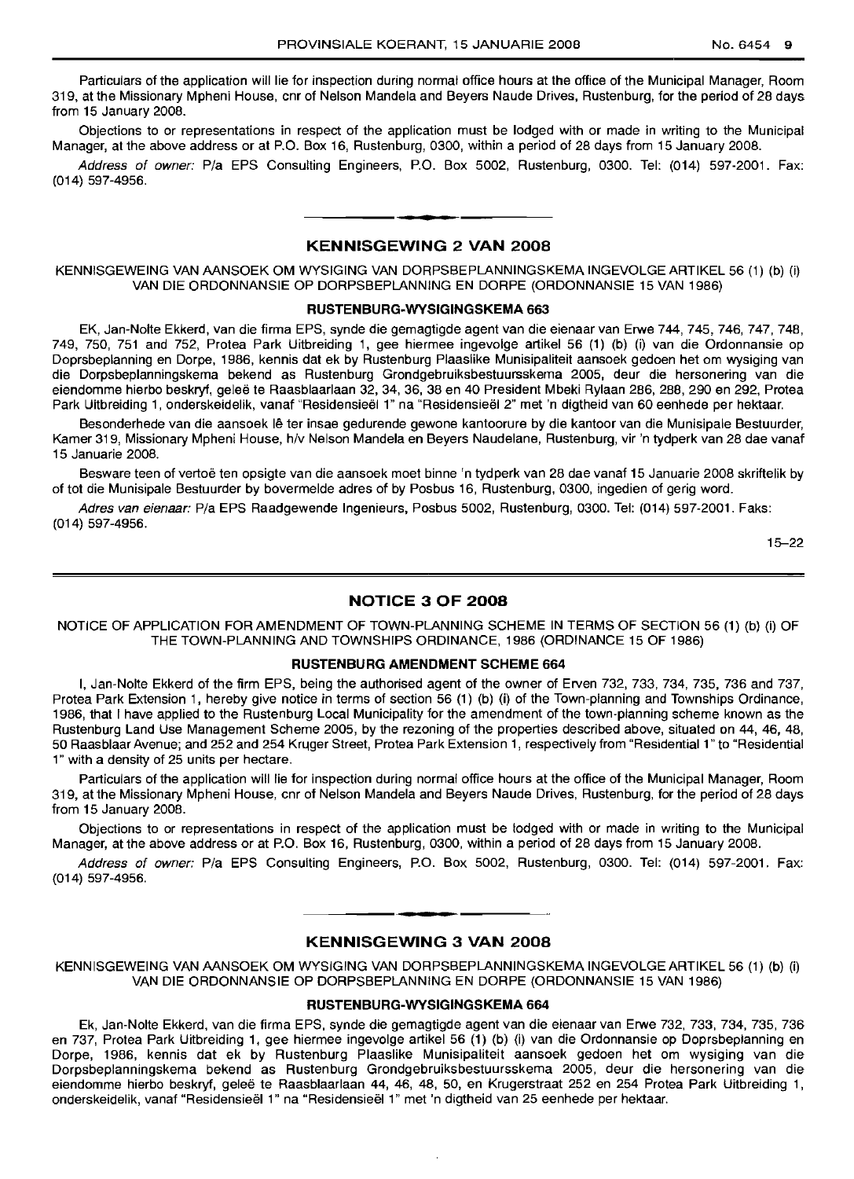Particulars of the application will lie for inspection during normal office hours at the office of the Municipal Manager, Room 319, at the Missionary Mpheni House, cnr of Nelson Mandela and Beyers Naude Drives, Rustenburg, for the period of 28 days from 15 January 2008.

Objections to or representations in respect of the application must be lodged with or made in writing to the Municipal Manager, at the above address or at P.O. Box 16, Rustenburg, 0300, within a period of 28 days from 15 January 2008.

*Address of owner:* P/a EPS Consulting Engineers, P.O. Box 5002, Rustenburg, 0300. Tel: (014) 597-2001. Fax: (014) 597-4956.

## KENNISGEWING 2 VAN 2008

KENNISGEWEING VAN AANSOEK OM WYSIGING VAN DORPSBEPLANNINGSKEMA INGEVOLGE ARTIKEL 56 (1) (b) (i) VAN DIE ORDONNANSIE OP DORPSBEPLANNING EN DORPE (ORDONNANSIE 15 VAN 1986)

### RUSTENBURG-WYSIGINGSKEMA 663

EK, Jan-Nolte Ekkerd, van die firma EPS, synde die gemagtigde agent van die eienaar van Erwe 744, 745, 746, 747, 748, 749, 750, 751 and 752, Protea Park Uitbreiding 1, gee hiermee ingevolge artikel 56 (1) (b) (i) van die Ordonnansie op Doprsbeplanning en Dorpe, 1986, kennis dat ek by Rustenburg Plaaslike Munisipaliteit aansoek gedoen het om wysiging van die Dorpsbeplanningskema bekend as Rustenburg Grondgebruiksbestuursskema 2005, deur die hersonering van die eiendomme hierbo beskryf, geleë te Raasblaarlaan 32, 34, 36, 38 en 40 President Mbeki Rylaan 286, 288, 290 en 292, Protea Park Uitbreiding 1, onderskeidelik, vanaf "Residensieël 1" na "Residensieël 2" met 'n digtheid van 60 eenhede per hektaar.

Besonderhede van die aansoek lê ter insae gedurende gewone kantoorure by die kantoor van die Munisipale Bestuurder, Kamer 319, Missionary Mpheni House, h/v Nelson Mandela en Beyers Naudelane, Rustenburg, vir 'n tydperk van 28 dae vanaf 15 Januarie 2008.

Besware teen of vertoë ten opsigte van die aansoek moet binne 'n tydperk van 28 dae vanaf 15 Januarie 2008 skriftelik by of tot die Munisipale Bestuurder by bovermelde adres of by Posbus 16, Rustenburg, 0300, ingedien of gerig word.

*Adres van eienaar:* P/a EPS Raadgewende Ingenieurs, Posbus 5002, Rustenburg, 0300. Tel: (014) 597-2001. Faks: (014) 597-4956.

15–22

## NOTICE 3 OF 2008

NOTICE OF APPLICATION FOR AMENDMENT OF TOWN-PLANNING SCHEME IN TERMS OF SECTION 56 (1) (b) (i) OF THE TOWN-PLANNING AND TOWNSHIPS ORDINANCE, 1986 (ORDINANCE 15 OF 1986)

### RUSTENBURG AMENDMENT SCHEME 664

I, Jan-Nolte Ekkerd of the firm EPS, being the authorised agent of the owner of Erven 732, 733, 734, 735, 736 and 737, Protea Park Extension 1, hereby give notice in terms of section 56 (1) (b) (i) of the Town-planning and Townships Ordinance, 1986, that I have applied to the Rustenburg Local Municipality for the amendment of the town-planning scheme known as the Rustenburg Land Use Management Scheme 2005, by the rezoning of the properties described above, situated on 44, 46, 48, 50 Raasblaar Avenue; and 252 and 254 Kruger Street, Protea Park Extension 1, respectively from "Residential 1" to "Residential 1" with a density of 25 units per hectare.

Particulars of the application will lie for inspection during normal office hours at the office of the Municipal Manager, Room 319, at the Missionary Mpheni House, cnr of Nelson Mandela and Beyers Naude Drives, Rustenburg, for the period of 28 days from 15 January 2008.

Objections to or representations in respect of the application must be lodged with or made in writing to the Municipal Manager, at the above address or at P.O. Box 16, Rustenburg, 0300, within a period of 28 days from 15 January 2008.

*Address of owner:* P/a EPS Consulting Engineers, P.O. Box 5002, Rustenburg, 0300. Tel: (014) 597-2001. Fax: (014) 597-4956.

## KENNISGEWING 3 VAN 2008

KENNISGEWEING VAN AANSOEK OM WYSIGING VAN DORPSBEPLANNINGSKEMA INGEVOLGE ARTIKEL 56 (1) (b) (i) VAN DIE ORDONNANSIE OP DORPSBEPLANNING EN DORPE (ORDONNANSIE 15 VAN 1986)

### RUSTENBURG-WYSIGINGSKEMA 664

Ek, Jan-Nolte Ekkerd, van die firma EPS, synde die gemagtigde agent van die eienaar van Erwe 732, 733, 734, 735, 736 en 737, Protea Park Uitbreiding 1, gee hiermee ingevolge artikel 56 (1) (b) (i) van die Ordonnansie op Doprsbeplanning en Dorpe, 1986, kennis dat ek by Rustenburg Plaaslike Munisipaliteit aansoek gedoen het om wysiging van die Dorpsbeplanningskema bekend as Rustenburg Grondgebruiksbestuursskema 2005, deur die hersonering van die eiendomme hierbo beskryf, geleë te Raasblaarlaan 44, 46, 48, 50, en Krugerstraat 252 en 254 Protea Park Uitbreiding 1, onderskeidelik, vanaf "Residensieël 1" na "Residensieël 1" met 'n digtheid van 25 eenhede per hektaar.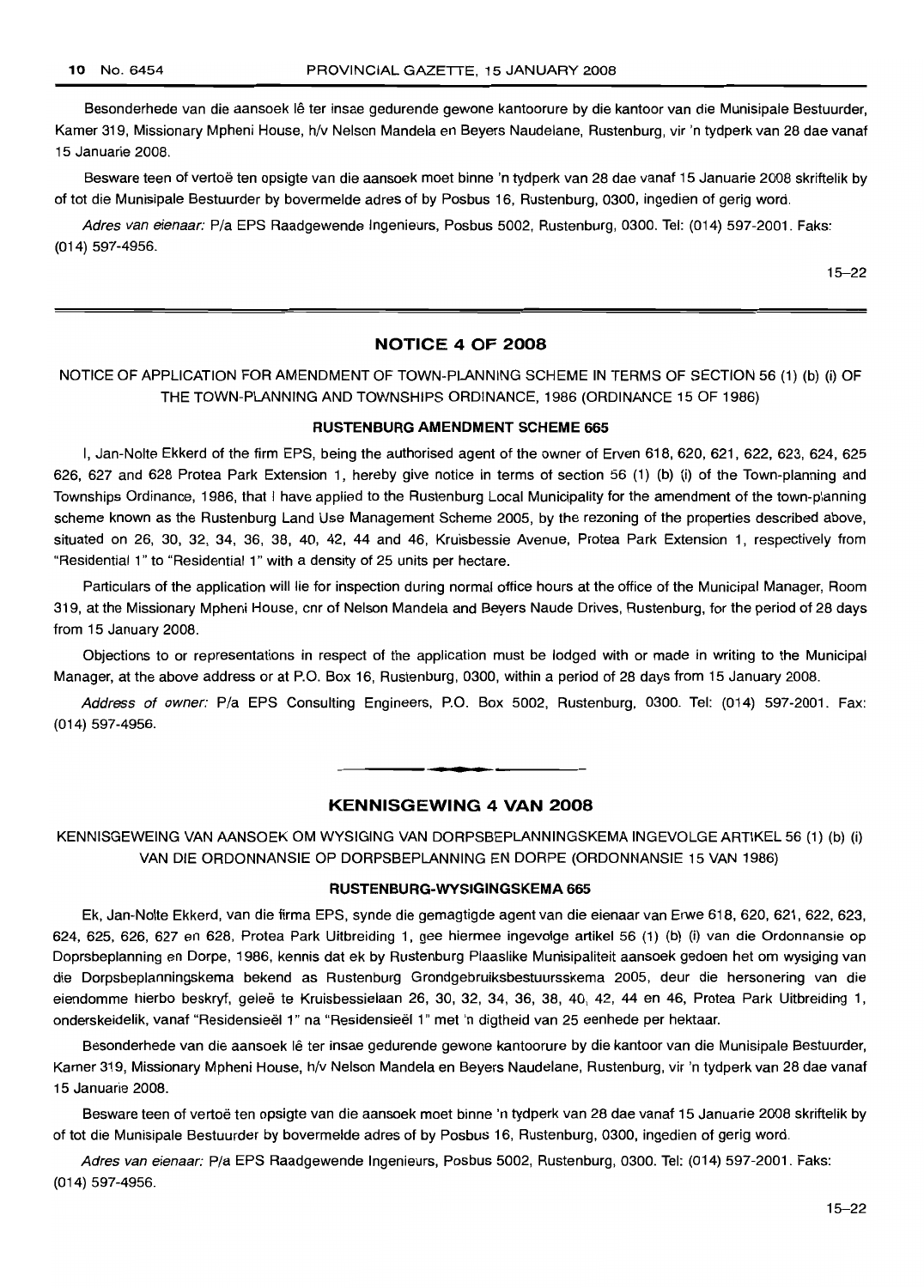Besonderhede van die aansoek lê ter insae gedurende gewone kantoorure by die kantoor van die Munisipale Bestuurder, Kamer 319, Missionary Mpheni House, h/v Nelson Mandela en Beyers Naudelane, Rustenburg, vir 'n tydperk van 28 dae vanaf 15 Januarie 2008.

Besware teen of vertoë ten opsigte van die aansoek moet binne 'n tydperk van 28 dae vanaf 15 Januarie 2008 skriftelik by of tot die Munisipale Bestuurder by bovermelde adres of by Posbus 16, Rustenburg, 0300, ingedien of gerig word.

*Adres van eienaar:* P/a EPS Raadgewende Ingenieurs, Posbus 5002, Rustenburg, 0300. Tel: (014) 597-2001. Faks: (014) 597-4956.

15–22

## NOTICE 4 OF 2008

NOTICE OF APPLICATION FOR AMENDMENT OF TOWN-PLANNING SCHEME IN TERMS OF SECTION 56 (1) (b) (i) OF THE TOWN-PLANNING AND TOWNSHIPS ORDINANCE, 1986 (ORDINANCE 15 OF 1986)

### RUSTENBURG AMENDMENT SCHEME 665

I, Jan-Nolte Ekkerd of the firm EPS, being the authorised agent of the owner of Erven 618, 620, 621, 622, 623, 624, 625 626, 627 and 628 Protea Park Extension 1, hereby give notice in terms of section 56 (1) (b) (i) of the Town-planning and Townships Ordinance, 1986, that I have applied to the Rustenburg Local Municipality for the amendment of the town-planning scheme known as the Rustenburg Land Use Management Scheme 2005, by the rezoning of the properties described above, situated on 26, 30, 32, 34, 36, 38, 40, 42, 44 and 46, Kruisbessie Avenue, Protea Park Extension 1, respectively from "Residential 1" to "Residential 1" with a density of 25 units per hectare.

Particulars of the application will lie for inspection during normal office hours at the office of the Municipal Manager, Room 319, at the Missionary Mpheni House, cnr of Nelson Mandela and Beyers Naude Drives, Rustenburg, for the period of 28 days from 15 January 2008.

Objections to or representations in respect of the application must be lodged with or made in writing to the Municipal Manager, at the above address or at P.O. Box 16, Rustenburg, 0300, within a period of 28 days from 15 January 2008.

*Address of owner:* P/a EPS Consulting Engineers, P.O. Box 5002, Rustenburg, 0300. Tel: (014) 597-2001. Fax: (014) 597-4956.

## KENNISGEWING 4 VAN 2008

KENNISGEWEING VAN AANSOEK OM WYSIGING VAN DORPSBEPLANNINGSKEMA INGEVOLGE ARTIKEL 56 (1) (b) (i) VAN DIE ORDONNANSIE OP DORPSBEPLANNING EN DORPE (ORDONNANSIE 15 VAN 1986)

### RUSTENBURG-WYSIGINGSKEMA 665

Ek, Jan-Nolte Ekkerd, van die firma EPS, synde die gemagtigde agent van die eienaar van Erwe 618, 620, 621, 622, 623, 624, 625, 626, 627 en 628, Protea Park Uitbreiding 1, gee hiermee ingevolge artikel 56 (1) (b) (i) van die Ordonnansie op Doprsbeplanning en Dorpe, 1986, kennis dat ek by Rustenburg Plaaslike Munisipaliteit aansoek gedoen het om wysiging van die Dorpsbeplanningskema bekend as Rustenburg Grondgebruiksbestuursskema 2005, deur die hersonering van die eiendomme hierbo beskryf, geleë te Kruisbessielaan 26, 30, 32, 34, 36, 38, 40, 42, 44 en 46, Protea Park Uitbreiding 1, onderskeidelik, vanaf "Residensieël 1" na "Residensieël 1" met 'n digtheid van 25 eenhede per hektaar.

Besonderhede van die aansoek lê ter insae gedurende gewone kantoorure by die kantoor van die Munisipale Bestuurder, Kamer 319, Missionary Mpheni House, h/v Nelson Mandela en Beyers Naudelane, Rustenburg, vir 'n tydperk van 28 dae vanaf 15 Januarie 2008.

Besware teen of vertoë ten opsigte van die aansoek moet binne 'n tydperk van 28 dae vanaf 15 Januarie 2008 skriftelik by of tot die Munisipale Bestuurder by bovermelde adres of by Posbus 16, Rustenburg, 0300, ingedien of gerig word.

*Adres van eienaar:* P/a EPS Raadgewende Ingenieurs, Posbus 5002, Rustenburg, 0300. Tel: (014) 597-2001. Faks: (014) 597-4956.

15–22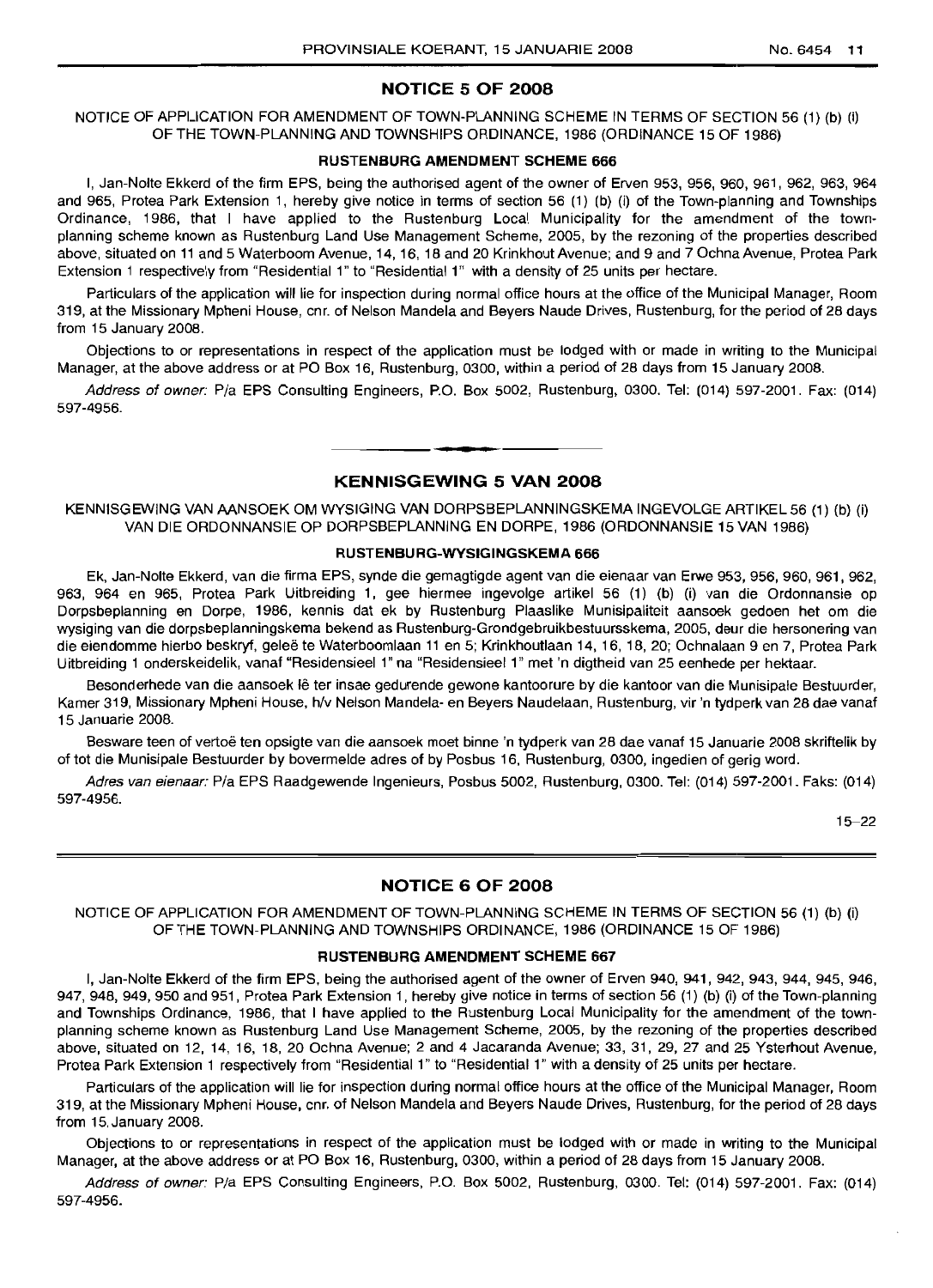## NOTICE 5 OF 2008

NOTICE OF APPLICATION FOR AMENDMENT OF TOWN-PLANNING SCHEME IN TERMS OF SECTION 56 (1) (b) (i) OF THE TOWN-PLANNING AND TOWNSHIPS ORDINANCE, 1986 (ORDINANCE 15 OF 1986)

### RUSTENBURG AMENDMENT SCHEME 666

I, Jan-Nolte Ekkerd of the firm EPS, being the authorised agent of the owner of Erven 953, 956, 960, 961, 962, 963, 964 and 965, Protea Park Extension 1, hereby give notice in terms of section 56 (1) (b) (i) of the Town-planning and Townships Ordinance, 1986, that I have applied to the Rustenburg Local Municipality for the amendment of the town-planning scheme known as Rustenburg Land Use Management Scheme, 2005, by the rezoning of the properties described above, situated on 11 and 5 Waterboom Avenue, 14, 16, 18 and 20 Krinkhout Avenue; and 9 and 7 Ochna Avenue, Protea Park Extension 1 respectively from "Residential 1" to "Residential 1" with a density of 25 units per hectare.

Particulars of the application will lie for inspection during normal office hours at the office of the Municipal Manager, Room 319, at the Missionary Mpheni House, cnr. of Nelson Mandela and Beyers Naude Drives, Rustenburg, for the period of 28 days from 15 January 2008.

Objections to or representations in respect of the application must be lodged with or made in writing to the Municipal Manager, at the above address or at PO Box 16, Rustenburg, 0300, within a period of 28 days from 15 January 2008.

*Address of owner:* P/a EPS Consulting Engineers, P.O. Box 5002, Rustenburg, 0300. Tel: (014) 597-2001. Fax: (014) 597-4956.

---

## KENNISGEWING 5 VAN 2008

KENNISGEWING VAN AANSOEK OM WYSIGING VAN DORPSBEPLANNINGSKEMA INGEVOLGE ARTIKEL 56 (1) (b) (i) VAN DIE ORDONNANSIE OP DORPSBEPLANNING EN DORPE, 1986 (ORDONNANSIE 15 VAN 1986)

### RUSTENBURG-WYSIGINGSKEMA 666

Ek, Jan-Nolte Ekkerd, van die firma EPS, synde die gemagtigde agent van die eienaar van Erwe 953, 956, 960, 961, 962, 963, 964 en 965, Protea Park Uitbreiding 1, gee hiermee ingevolge artikel 56 (1) (b) (i) van die Ordonnansie op Dorpsbeplanning en Dorpe, 1986, kennis dat ek by Rustenburg Plaaslike Munisipaliteit aansoek gedoen het om die wysiging van die dorpsbeplanningskema bekend as Rustenburg-Grondgebruikbestuursskema, 2005, deur die hersonering van die eiendomme hierbo beskryf, geleë te Waterboomlaan 11 en 5; Krinkhoutlaan 14, 16, 18, 20; Ochnalaan 9 en 7, Protea Park Uitbreiding 1 onderskeidelik, vanaf "Residensieel 1" na "Residensieel 1" met 'n digtheid van 25 eenhede per hektaar.

Besonderhede van die aansoek lê ter insae gedurende gewone kantoorure by die kantoor van die Munisipale Bestuurder, Kamer 319, Missionary Mpheni House, h/v Nelson Mandela- en Beyers Naudelaan, Rustenburg, vir 'n tydperk van 28 dae vanaf 15 Januarie 2008.

Besware teen of vertoë ten opsigte van die aansoek moet binne 'n tydperk van 28 dae vanaf 15 Januarie 2008 skriftelik by of tot die Munisipale Bestuurder by bovermelde adres of by Posbus 16, Rustenburg, 0300, ingedien of gerig word.

*Adres van eienaar:* P/a EPS Raadgewende Ingenieurs, Posbus 5002, Rustenburg, 0300. Tel: (014) 597-2001. Faks: (014) 597-4956.

15–22

---

## NOTICE 6 OF 2008

NOTICE OF APPLICATION FOR AMENDMENT OF TOWN-PLANNING SCHEME IN TERMS OF SECTION 56 (1) (b) (i) OF THE TOWN-PLANNING AND TOWNSHIPS ORDINANCE, 1986 (ORDINANCE 15 OF 1986)

### RUSTENBURG AMENDMENT SCHEME 667

I, Jan-Nolte Ekkerd of the firm EPS, being the authorised agent of the owner of Erven 940, 941, 942, 943, 944, 945, 946, 947, 948, 949, 950 and 951, Protea Park Extension 1, hereby give notice in terms of section 56 (1) (b) (i) of the Town-planning and Townships Ordinance, 1986, that I have applied to the Rustenburg Local Municipality for the amendment of the town-planning scheme known as Rustenburg Land Use Management Scheme, 2005, by the rezoning of the properties described above, situated on 12, 14, 16, 18, 20 Ochna Avenue; 2 and 4 Jacaranda Avenue; 33, 31, 29, 27 and 25 Ysterhout Avenue, Protea Park Extension 1 respectively from "Residential 1" to "Residential 1" with a density of 25 units per hectare.

Particulars of the application will lie for inspection during normal office hours at the office of the Municipal Manager, Room 319, at the Missionary Mpheni House, cnr. of Nelson Mandela and Beyers Naude Drives, Rustenburg, for the period of 28 days from 15 January 2008.

Objections to or representations in respect of the application must be lodged with or made in writing to the Municipal Manager, at the above address or at PO Box 16, Rustenburg, 0300, within a period of 28 days from 15 January 2008.

*Address of owner:* P/a EPS Consulting Engineers, P.O. Box 5002, Rustenburg, 0300. Tel: (014) 597-2001. Fax: (014) 597-4956.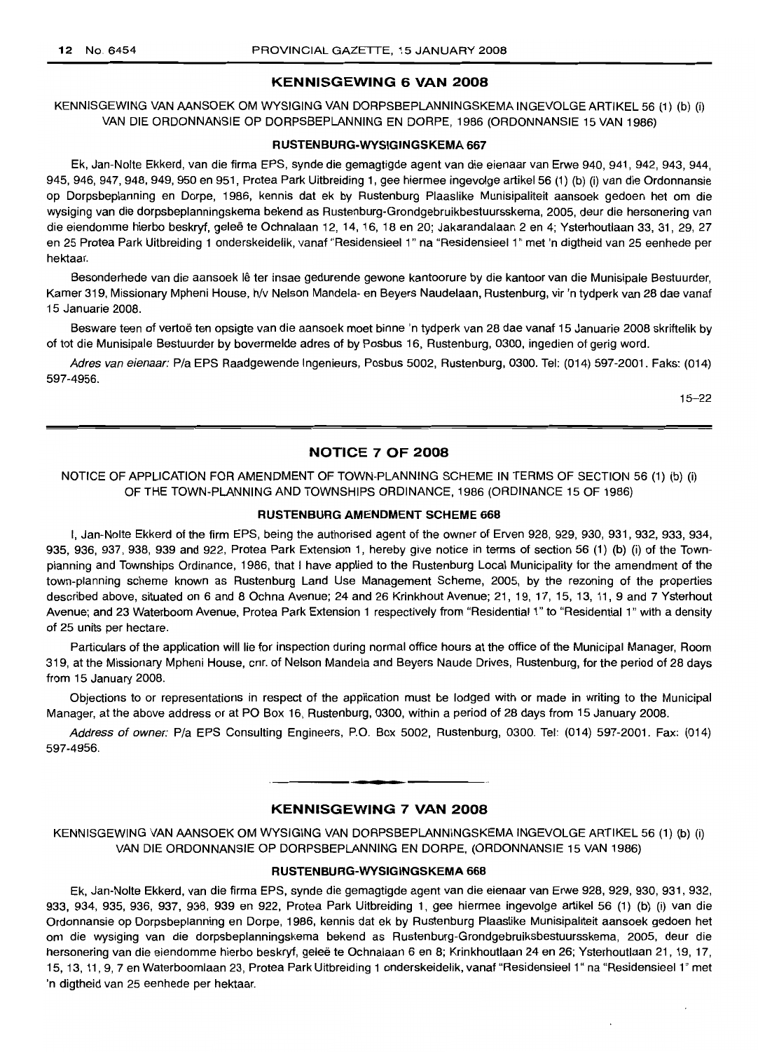## KENNISGEWING 6 VAN 2008

KENNISGEWING VAN AANSOEK OM WYSIGING VAN DORPSBEPLANNINGSKEMA INGEVOLGE ARTIKEL 56 (1) (b) (i) VAN DIE ORDONNANSIE OP DORPSBEPLANNING EN DORPE, 1986 (ORDONNANSIE 15 VAN 1986)

### RUSTENBURG-WYSIGINGSKEMA 667

Ek, Jan-Nolte Ekkerd, van die firma EPS, synde die gemagtigde agent van die eienaar van Erwe 940, 941, 942, 943, 944, 945, 946, 947, 948, 949, 950 en 951, Protea Park Uitbreiding 1, gee hiermee ingevolge artikel 56 (1) (b) (i) van die Ordonnansie op Dorpsbeplanning en Dorpe, 1986, kennis dat ek by Rustenburg Plaaslike Munisipaliteit aansoek gedoen het om die wysiging van die dorpsbeplanningskema bekend as Rustenburg-Grondgebruikbestuursskema, 2005, deur die hersonering van die eiendomme hierbo beskryf, geleë te Ochnalaan 12, 14, 16, 18 en 20; Jakarandalaan 2 en 4; Ysterhoutlaan 33, 31, 29, 27 en 25 Protea Park Uitbreiding 1 onderskeidelik, vanaf "Residensieel 1" na "Residensieel 1" met 'n digtheid van 25 eenhede per hektaar.

Besonderhede van die aansoek lê ter insae gedurende gewone kantoorure by die kantoor van die Munisipale Bestuurder, Kamer 319, Missionary Mpheni House, h/v Nelson Mandela- en Beyers Naudelaan, Rustenburg, vir 'n tydperk van 28 dae vanaf 15 Januarie 2008.

Besware teen of vertoë ten opsigte van die aansoek moet binne 'n tydperk van 28 dae vanaf 15 Januarie 2008 skriftelik by of tot die Munisipale Bestuurder by bovermelde adres of by Posbus 16, Rustenburg, 0300, ingedien of gerig word.

*Adres van eienaar:* P/a EPS Raadgewende Ingenieurs, Posbus 5002, Rustenburg, 0300. Tel: (014) 597-2001. Faks: (014) 597-4956.

15–22

## NOTICE 7 OF 2008

NOTICE OF APPLICATION FOR AMENDMENT OF TOWN-PLANNING SCHEME IN TERMS OF SECTION 56 (1) (b) (i) OF THE TOWN-PLANNING AND TOWNSHIPS ORDINANCE, 1986 (ORDINANCE 15 OF 1986)

### RUSTENBURG AMENDMENT SCHEME 668

I, Jan-Nolte Ekkerd of the firm EPS, being the authorised agent of the owner of Erven 928, 929, 930, 931, 932, 933, 934, 935, 936, 937, 938, 939 and 922, Protea Park Extension 1, hereby give notice in terms of section 56 (1) (b) (i) of the Town-planning and Townships Ordinance, 1986, that I have applied to the Rustenburg Local Municipality for the amendment of the town-planning scheme known as Rustenburg Land Use Management Scheme, 2005, by the rezoning of the properties described above, situated on 6 and 8 Ochna Avenue; 24 and 26 Krinkhout Avenue; 21, 19, 17, 15, 13, 11, 9 and 7 Ysterhout Avenue; and 23 Waterboom Avenue, Protea Park Extension 1 respectively from "Residential 1" to "Residential 1" with a density of 25 units per hectare.

Particulars of the application will lie for inspection during normal office hours at the office of the Municipal Manager, Room 319, at the Missionary Mpheni House, cnr. of Nelson Mandela and Beyers Naude Drives, Rustenburg, for the period of 28 days from 15 January 2008.

Objections to or representations in respect of the application must be lodged with or made in writing to the Municipal Manager, at the above address or at PO Box 16, Rustenburg, 0300, within a period of 28 days from 15 January 2008.

*Address of owner:* P/a EPS Consulting Engineers, P.O. Box 5002, Rustenburg, 0300. Tel: (014) 597-2001. Fax: (014) 597-4956.

## KENNISGEWING 7 VAN 2008

KENNISGEWING VAN AANSOEK OM WYSIGING VAN DORPSBEPLANNINGSKEMA INGEVOLGE ARTIKEL 56 (1) (b) (i) VAN DIE ORDONNANSIE OP DORPSBEPLANNING EN DORPE, (ORDONNANSIE 15 VAN 1986)

### RUSTENBURG-WYSIGINGSKEMA 668

Ek, Jan-Nolte Ekkerd, van die firma EPS, synde die gemagtigde agent van die eienaar van Erwe 928, 929, 930, 931, 932, 933, 934, 935, 936, 937, 938, 939 en 922, Protea Park Uitbreiding 1, gee hiermee ingevolge artikel 56 (1) (b) (i) van die Ordonnansie op Dorpsbeplanning en Dorpe, 1986, kennis dat ek by Rustenburg Plaaslike Munisipaliteit aansoek gedoen het om die wysiging van die dorpsbeplanningskema bekend as Rustenburg-Grondgebruiksbestuursskema, 2005, deur die hersonering van die eiendomme hierbo beskryf, geleë te Ochnalaan 6 en 8; Krinkhoutlaan 24 en 26; Ysterhoutlaan 21, 19, 17, 15, 13, 11, 9, 7 en Waterboomlaan 23, Protea Park Uitbreiding 1 onderskeidelik, vanaf "Residensieel 1" na "Residensieel 1" met 'n digtheid van 25 eenhede per hektaar.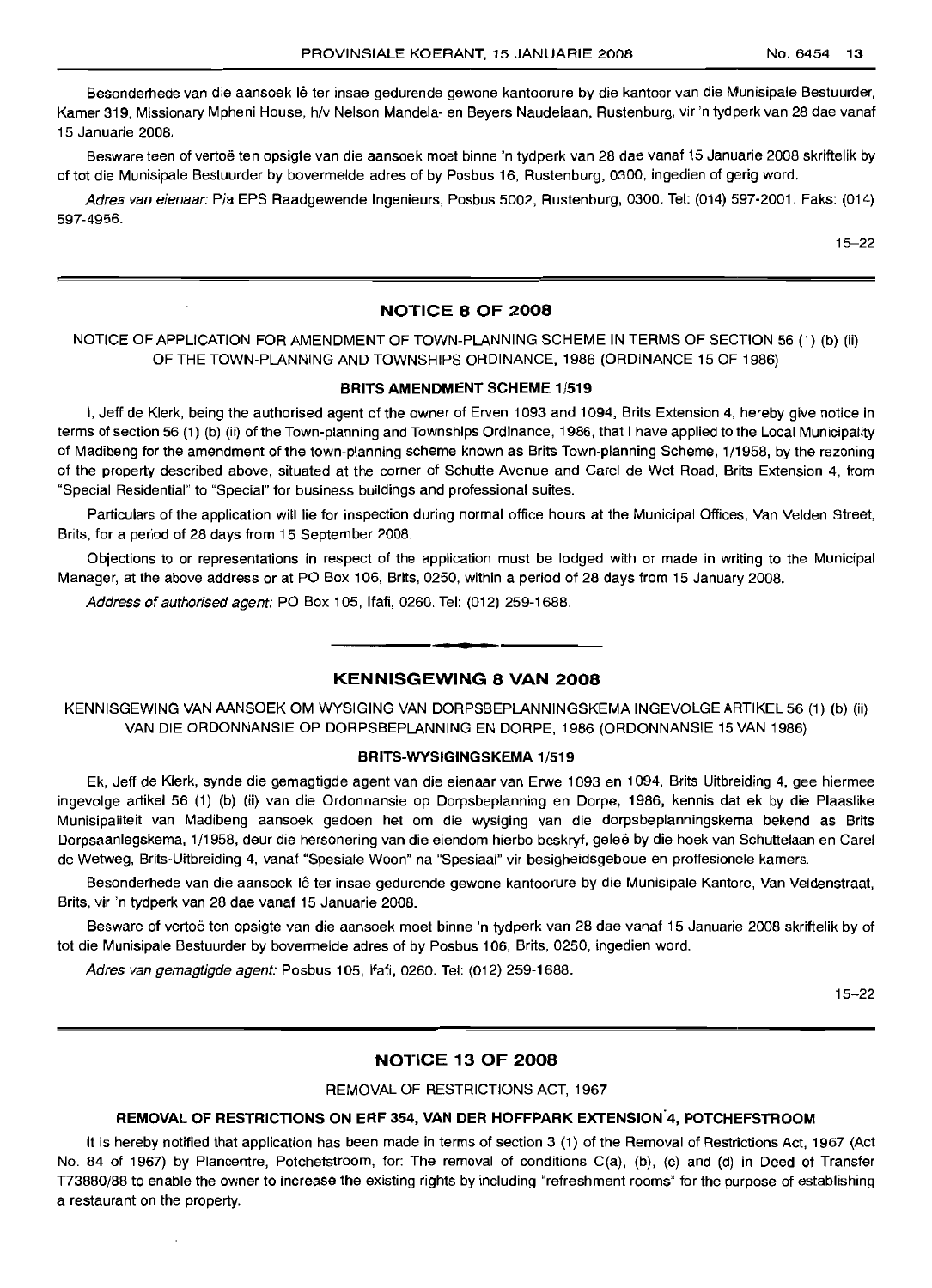Besonderhede van die aansoek lê ter insae gedurende gewone kantoorure by die kantoor van die Munisipale Bestuurder, Kamer 319, Missionary Mpheni House, h/v Nelson Mandela- en Beyers Naudelaan, Rustenburg, vir 'n tydperk van 28 dae vanaf 15 Januarie 2008.

Besware teen of vertoë ten opsigte van die aansoek moet binne 'n tydperk van 28 dae vanaf 15 Januarie 2008 skriftelik by of tot die Munisipale Bestuurder by bovermelde adres of by Posbus 16, Rustenburg, 0300, ingedien of gerig word.

*Adres van eienaar:* P/a EPS Raadgewende Ingenieurs, Posbus 5002, Rustenburg, 0300. Tel: (014) 597-2001. Faks: (014) 597-4956.

15–22

## NOTICE 8 OF 2008

NOTICE OF APPLICATION FOR AMENDMENT OF TOWN-PLANNING SCHEME IN TERMS OF SECTION 56 (1) (b) (ii) OF THE TOWN-PLANNING AND TOWNSHIPS ORDINANCE, 1986 (ORDINANCE 15 OF 1986)

### BRITS AMENDMENT SCHEME 1/519

I, Jeff de Klerk, being the authorised agent of the owner of Erven 1093 and 1094, Brits Extension 4, hereby give notice in terms of section 56 (1) (b) (ii) of the Town-planning and Townships Ordinance, 1986, that I have applied to the Local Municipality of Madibeng for the amendment of the town-planning scheme known as Brits Town-planning Scheme, 1/1958, by the rezoning of the property described above, situated at the corner of Schutte Avenue and Carel de Wet Road, Brits Extension 4, from "Special Residential" to "Special" for business buildings and professional suites.

Particulars of the application will lie for inspection during normal office hours at the Municipal Offices, Van Velden Street, Brits, for a period of 28 days from 15 September 2008.

Objections to or representations in respect of the application must be lodged with or made in writing to the Municipal Manager, at the above address or at PO Box 106, Brits, 0250, within a period of 28 days from 15 January 2008.

*Address of authorised agent:* PO Box 105, Ifafi, 0260. Tel: (012) 259-1688.

## KENNISGEWING 8 VAN 2008

KENNISGEWING VAN AANSOEK OM WYSIGING VAN DORPSBEPLANNINGSKEMA INGEVOLGE ARTIKEL 56 (1) (b) (ii) VAN DIE ORDONNANSIE OP DORPSBEPLANNING EN DORPE, 1986 (ORDONNANSIE 15 VAN 1986)

### BRITS-WYSIGINGSKEMA 1/519

Ek, Jeff de Klerk, synde die gemagtigde agent van die eienaar van Erwe 1093 en 1094, Brits Uitbreiding 4, gee hiermee ingevolge artikel 56 (1) (b) (ii) van die Ordonnansie op Dorpsbeplanning en Dorpe, 1986, kennis dat ek by die Plaaslike Munisipaliteit van Madibeng aansoek gedoen het om die wysiging van die dorpsbeplanningskema bekend as Brits Dorpsaanlegskema, 1/1958, deur die hersonering van die eiendom hierbo beskryf, geleë by die hoek van Schuttelaan en Carel de Wetweg, Brits-Uitbreiding 4, vanaf "Spesiale Woon" na "Spesiaal" vir besigheidsgeboue en proffesionele kamers.

Besonderhede van die aansoek lê ter insae gedurende gewone kantoorure by die Munisipale Kantore, Van Veldenstraat, Brits, vir 'n tydperk van 28 dae vanaf 15 Januarie 2008.

Besware of vertoë ten opsigte van die aansoek moet binne 'n tydperk van 28 dae vanaf 15 Januarie 2008 skriftelik by of tot die Munisipale Bestuurder by bovermelde adres of by Posbus 106, Brits, 0250, ingedien word.

*Adres van gemagtigde agent:* Posbus 105, Ifafi, 0260. Tel: (012) 259-1688.

15–22

## NOTICE 13 OF 2008

REMOVAL OF RESTRICTIONS ACT, 1967

### REMOVAL OF RESTRICTIONS ON ERF 354, VAN DER HOFFPARK EXTENSION 4, POTCHEFSTROOM

It is hereby notified that application has been made in terms of section 3 (1) of the Removal of Restrictions Act, 1967 (Act No. 84 of 1967) by Plancentre, Potchefstroom, for: The removal of conditions C(a), (b), (c) and (d) in Deed of Transfer T73880/88 to enable the owner to increase the existing rights by including "refreshment rooms" for the purpose of establishing a restaurant on the property.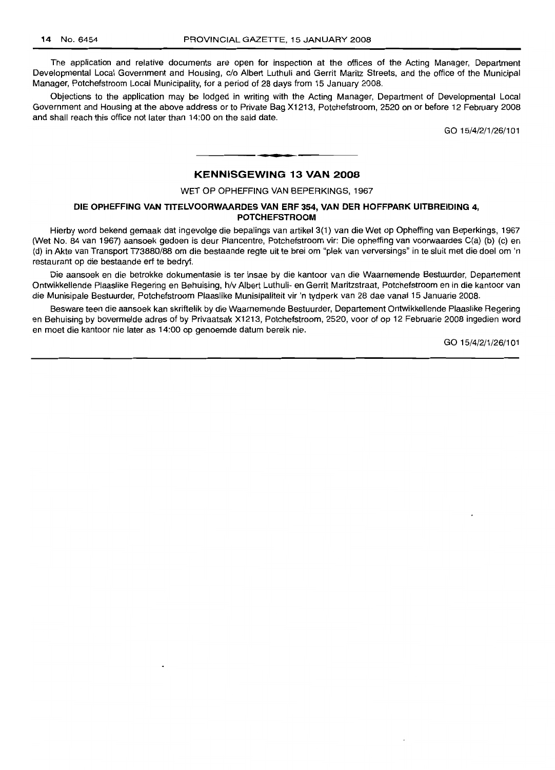The application and relative documents are open for inspection at the offices of the Acting Manager, Department Developmental Local Government and Housing, c/o Albert Luthuli and Gerrit Maritz Streets, and the office of the Municipal Manager, Potchefstroom Local Municipality, for a period of 28 days from 15 January 2008.

Objections to the application may be lodged in writing with the Acting Manager, Department of Developmental Local Government and Housing at the above address or to Private Bag X1213, Potchefstroom, 2520 on or before 12 February 2008 and shall reach this office not later than 14:00 on the said date.

GO 15/4/2/1/26/101

## KENNISGEWING 13 VAN 2008

WET OP OPHEFFING VAN BEPERKINGS, 1967

### DIE OPHEFFING VAN TITELVOORWAARDES VAN ERF 354, VAN DER HOFFPARK UITBREIDING 4, POTCHEFSTROOM

Hierby word bekend gemaak dat ingevolge die bepalings van artikel 3(1) van die Wet op Opheffing van Beperkings, 1967 (Wet No. 84 van 1967) aansoek gedoen is deur Plancentre, Potchefstroom vir: Die opheffing van voorwaardes C(a) (b) (c) en (d) in Akte van Transport T73880/88 om die bestaande regte uit te brei om "plek van verversings" in te sluit met die doel om 'n restaurant op die bestaande erf te bedryf.

Die aansoek en die betrokke dokumentasie is ter insae by die kantoor van die Waarnemende Bestuurder, Departement Ontwikkellende Plaaslike Regering en Behuising, h/v Albert Luthuli- en Gerrit Maritzstraat, Potchefstroom en in die kantoor van die Munisipale Bestuurder, Potchefstroom Plaaslike Munisipaliteit vir 'n tydperk van 28 dae vanaf 15 Januarie 2008.

Besware teen die aansoek kan skriftelik by die Waarnemende Bestuurder, Departement Ontwikkellende Plaaslike Regering en Behuising by bovermelde adres of by Privaatsak X1213, Potchefstroom, 2520, voor of op 12 Februarie 2008 ingedien word en moet die kantoor nie later as 14:00 op genoemde datum bereik nie.

GO 15/4/2/1/26/101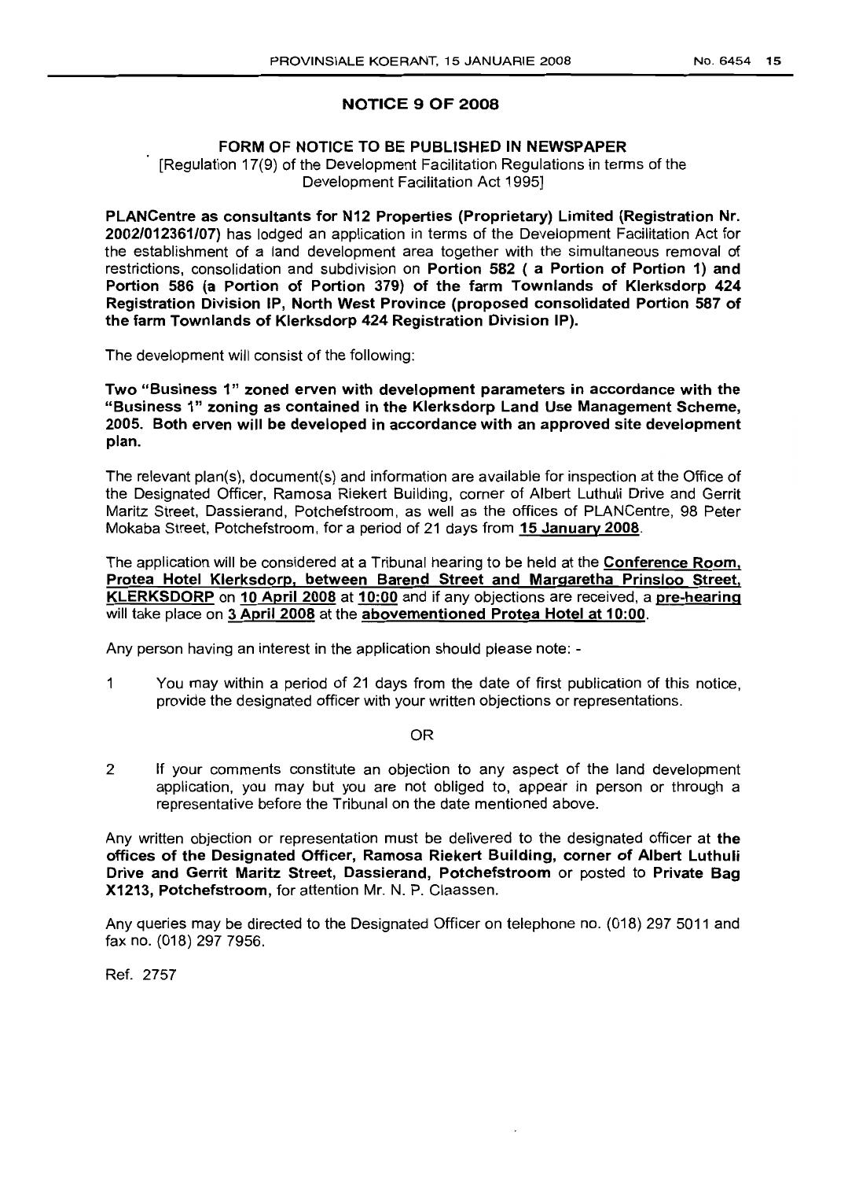## NOTICE 9 OF 2008

### FORM OF NOTICE TO BE PUBLISHED IN NEWSPAPER

[Regulation 17(9) of the Development Facilitation Regulations in terms of the Development Facilitation Act 1995]

**PLANCentre as consultants for N12 Properties (Proprietary) Limited (Registration Nr. 2002/012361/07)** has lodged an application in terms of the Development Facilitation Act for the establishment of a land development area together with the simultaneous removal of restrictions, consolidation and subdivision on **Portion 582 ( a Portion of Portion 1) and Portion 586 (a Portion of Portion 379) of the farm Townlands of Klerksdorp 424 Registration Division IP, North West Province (proposed consolidated Portion 587 of the farm Townlands of Klerksdorp 424 Registration Division IP).**

The development will consist of the following:

**Two "Business 1" zoned erven with development parameters in accordance with the "Business 1" zoning as contained in the Klerksdorp Land Use Management Scheme, 2005. Both erven will be developed in accordance with an approved site development plan.**

The relevant plan(s), document(s) and information are available for inspection at the Office of the Designated Officer, Ramosa Riekert Building, corner of Albert Luthuli Drive and Gerrit Maritz Street, Dassierand, Potchefstroom, as well as the offices of PLANCentre, 98 Peter Mokaba Street, Potchefstroom, for a period of 21 days from **15 January 2008**.

The application will be considered at a Tribunal hearing to be held at the **Conference Room, Protea Hotel Klerksdorp, between Barend Street and Margaretha Prinsloo Street, KLERKSDORP** on **10 April 2008** at **10:00** and if any objections are received, a **pre-hearing** will take place on **3 April 2008** at the **abovementioned Protea Hotel at 10:00**.

Any person having an interest in the application should please note: -

1 You may within a period of 21 days from the date of first publication of this notice, provide the designated officer with your written objections or representations.

OR

2 If your comments constitute an objection to any aspect of the land development application, you may but you are not obliged to, appear in person or through a representative before the Tribunal on the date mentioned above.

Any written objection or representation must be delivered to the designated officer at **the offices of the Designated Officer, Ramosa Riekert Building, corner of Albert Luthuli Drive and Gerrit Maritz Street, Dassierand, Potchefstroom** or posted to **Private Bag X1213, Potchefstroom,** for attention Mr. N. P. Claassen.

Any queries may be directed to the Designated Officer on telephone no. (018) 297 5011 and fax no. (018) 297 7956.

Ref. 2757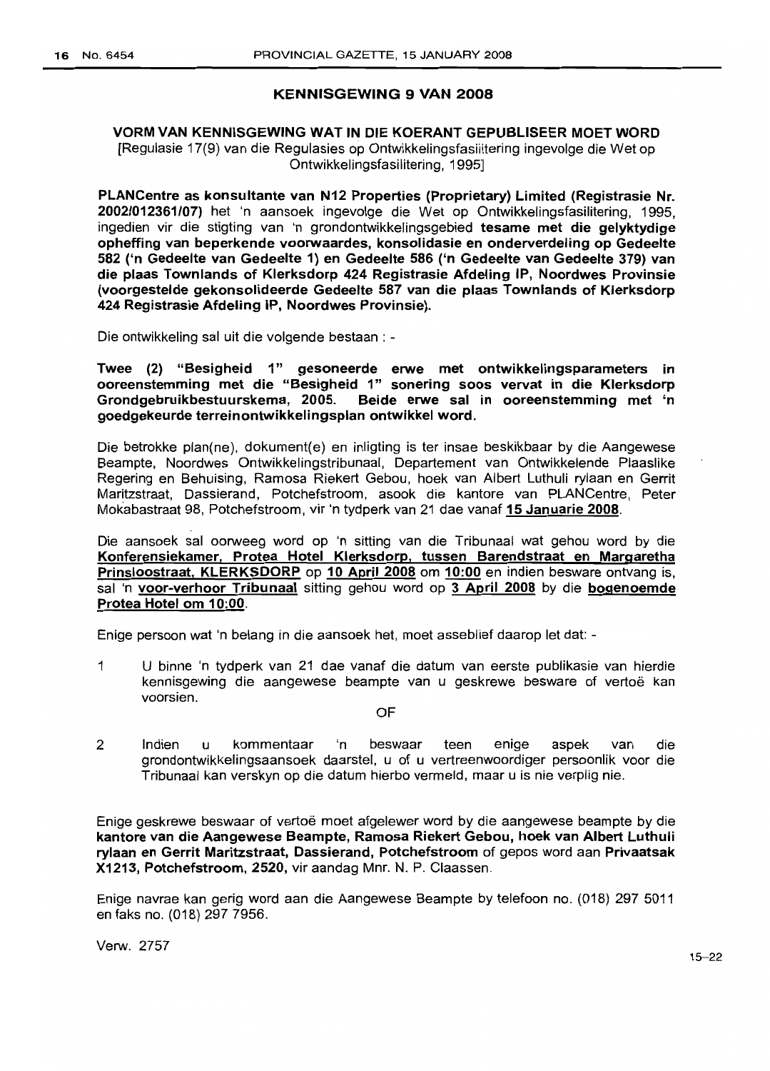## KENNISGEWING 9 VAN 2008

### VORM VAN KENNISGEWING WAT IN DIE KOERANT GEPUBLISEER MOET WORD

[Regulasie 17(9) van die Regulasies op Ontwikkelingsfasilitering ingevolge die Wet op Ontwikkelingsfasilitering, 1995]

**PLANCentre as konsultante van N12 Properties (Proprietary) Limited (Registrasie Nr. 2002/012361/07)** het 'n aansoek ingevolge die Wet op Ontwikkelingsfasilitering, 1995, ingedien vir die stigting van 'n grondontwikkelingsgebied **tesame met die gelyktydige opheffing van beperkende voorwaardes, konsolidasie en onderverdeling op Gedeelte 582 ('n Gedeelte van Gedeelte 1) en Gedeelte 586 ('n Gedeelte van Gedeelte 379) van die plaas Townlands of Klerksdorp 424 Registrasie Afdeling IP, Noordwes Provinsie (voorgestelde gekonsolideerde Gedeelte 587 van die plaas Townlands of Klerksdorp 424 Registrasie Afdeling IP, Noordwes Provinsie).**

Die ontwikkeling sal uit die volgende bestaan : -

**Twee (2) "Besigheid 1" gesoneerde erwe met ontwikkelingsparameters in ooreenstemming met die "Besigheid 1" sonering soos vervat in die Klerksdorp Grondgebruikbestuurskema, 2005. Beide erwe sal in ooreenstemming met 'n goedgekeurde terreinontwikkelingsplan ontwikkel word.**

Die betrokke plan(ne), dokument(e) en inligting is ter insae beskikbaar by die Aangewese Beampte, Noordwes Ontwikkelingstribunaal, Departement van Ontwikkelende Plaaslike Regering en Behuising, Ramosa Riekert Gebou, hoek van Albert Luthuli rylaan en Gerrit Maritzstraat, Dassierand, Potchefstroom, asook die kantore van PLANCentre, Peter Mokabastraat 98, Potchefstroom, vir 'n tydperk van 21 dae vanaf **15 Januarie 2008**.

Die aansoek sal oorweeg word op 'n sitting van die Tribunaal wat gehou word by die **Konferensiekamer, Protea Hotel Klerksdorp, tussen Barendstraat en Margaretha Prinsloostraat, KLERKSDORP** op **10 April 2008** om **10:00** en indien besware ontvang is, sal 'n **voor-verhoor Tribunaal** sitting gehou word op **3 April 2008** by die **bogenoemde Protea Hotel om 10:00**.

Enige persoon wat 'n belang in die aansoek het, moet asseblief daarop let dat: -

1 U binne 'n tydperk van 21 dae vanaf die datum van eerste publikasie van hierdie kennisgewing die aangewese beampte van u geskrewe besware of vertoë kan voorsien.

OF

2 Indien u kommentaar 'n beswaar teen enige aspek van die grondontwikkelingsaansoek daarstel, u of u vertreenwoordiger persoonlik voor die Tribunaal kan verskyn op die datum hierbo vermeld, maar u is nie verplig nie.

Enige geskrewe beswaar of vertoë moet afgelewer word by die aangewese beampte by die **kantore van die Aangewese Beampte, Ramosa Riekert Gebou, hoek van Albert Luthuli rylaan en Gerrit Maritzstraat, Dassierand, Potchefstroom** of gepos word aan **Privaatsak X1213, Potchefstroom, 2520,** vir aandag Mnr. N. P. Claassen.

Enige navrae kan gerig word aan die Aangewese Beampte by telefoon no. (018) 297 5011 en faks no. (018) 297 7956.

Verw. 2757

15–22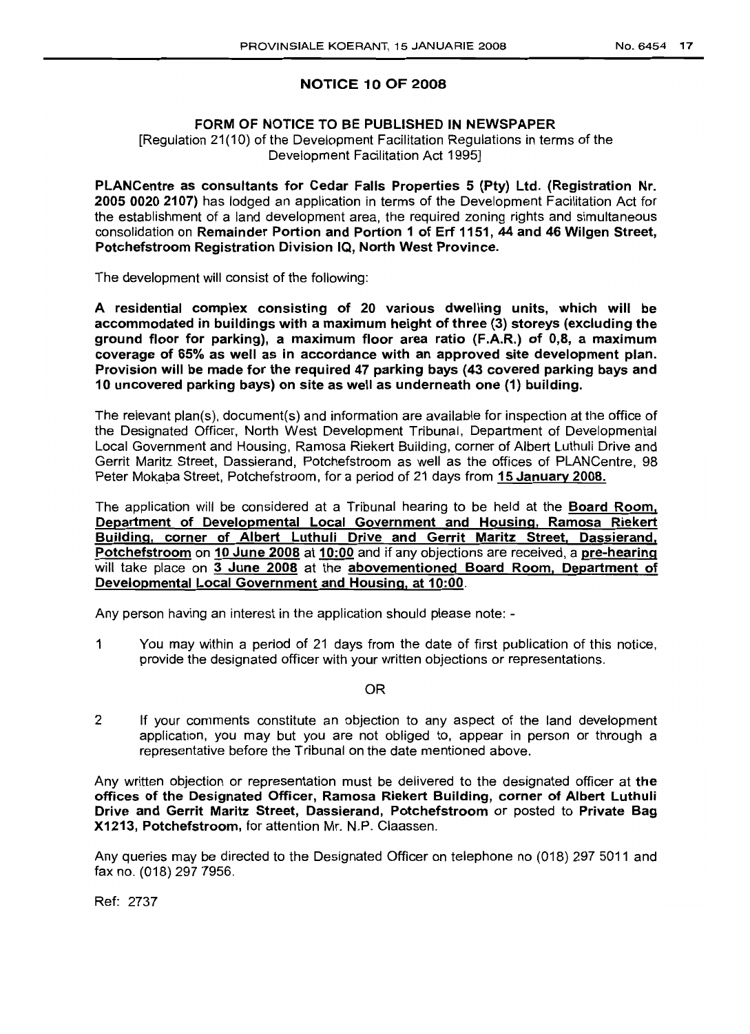## NOTICE 10 OF 2008

### FORM OF NOTICE TO BE PUBLISHED IN NEWSPAPER

[Regulation 21(10) of the Development Facilitation Regulations in terms of the Development Facilitation Act 1995]

**PLANCentre as consultants for Cedar Falls Properties 5 (Pty) Ltd. (Registration Nr. 2005 0020 2107)** has lodged an application in terms of the Development Facilitation Act for the establishment of a land development area, the required zoning rights and simultaneous consolidation on **Remainder Portion and Portion 1 of Erf 1151, 44 and 46 Wilgen Street, Potchefstroom Registration Division IQ, North West Province.**

The development will consist of the following:

**A residential complex consisting of 20 various dwelling units, which will be accommodated in buildings with a maximum height of three (3) storeys (excluding the ground floor for parking), a maximum floor area ratio (F.A.R.) of 0,8, a maximum coverage of 65% as well as in accordance with an approved site development plan. Provision will be made for the required 47 parking bays (43 covered parking bays and 10 uncovered parking bays) on site as well as underneath one (1) building.**

The relevant plan(s), document(s) and information are available for inspection at the office of the Designated Officer, North West Development Tribunal, Department of Developmental Local Government and Housing, Ramosa Riekert Building, corner of Albert Luthuli Drive and Gerrit Maritz Street, Dassierand, Potchefstroom as well as the offices of PLANCentre, 98 Peter Mokaba Street, Potchefstroom, for a period of 21 days from **15 January 2008.**

The application will be considered at a Tribunal hearing to be held at the **Board Room, Department of Developmental Local Government and Housing, Ramosa Riekert Building, corner of Albert Luthuli Drive and Gerrit Maritz Street, Dassierand, Potchefstroom** on **10 June 2008** at **10:00** and if any objections are received, a **pre-hearing** will take place on **3 June 2008** at the **abovementioned Board Room, Department of Developmental Local Government and Housing, at 10:00**.

Any person having an interest in the application should please note: -

1 You may within a period of 21 days from the date of first publication of this notice, provide the designated officer with your written objections or representations.

OR

2 If your comments constitute an objection to any aspect of the land development application, you may but you are not obliged to, appear in person or through a representative before the Tribunal on the date mentioned above.

Any written objection or representation must be delivered to the designated officer at **the offices of the Designated Officer, Ramosa Riekert Building, corner of Albert Luthuli Drive and Gerrit Maritz Street, Dassierand, Potchefstroom** or posted to **Private Bag X1213, Potchefstroom,** for attention Mr. N.P. Claassen.

Any queries may be directed to the Designated Officer on telephone no (018) 297 5011 and fax no. (018) 297 7956.

Ref: 2737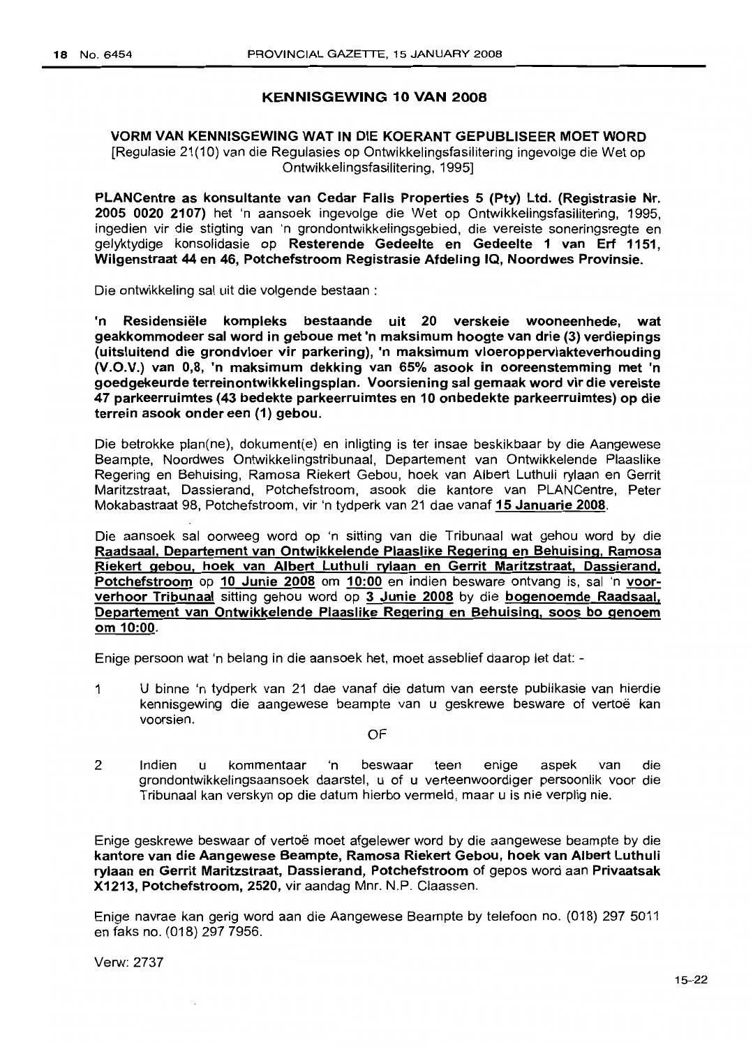## KENNISGEWING 10 VAN 2008

### VORM VAN KENNISGEWING WAT IN DIE KOERANT GEPUBLISEER MOET WORD

[Regulasie 21(10) van die Regulasies op Ontwikkelingsfasilitering ingevolge die Wet op Ontwikkelingsfasilitering, 1995]

**PLANCentre as konsultante van Cedar Falls Properties 5 (Pty) Ltd. (Registrasie Nr. 2005 0020 2107)** het 'n aansoek ingevolge die Wet op Ontwikkelingsfasilitering, 1995, ingedien vir die stigting van 'n grondontwikkelingsgebied, die vereiste soneringsregte en gelyktydige konsolidasie op **Resterende Gedeelte en Gedeelte 1 van Erf 1151, Wilgenstraat 44 en 46, Potchefstroom Registrasie Afdeling IQ, Noordwes Provinsie.**

Die ontwikkeling sal uit die volgende bestaan :

**'n Residensiële kompleks bestaande uit 20 verskeie wooneenhede, wat geakkommodeer sal word in geboue met 'n maksimum hoogte van drie (3) verdiepings (uitsluitend die grondvloer vir parkering), 'n maksimum vloeroppervlakteverhouding (V.O.V.) van 0,8, 'n maksimum dekking van 65% asook in ooreenstemming met 'n goedgekeurde terreinontwikkelingsplan. Voorsiening sal gemaak word vir die vereiste 47 parkeerruimtes (43 bedekte parkeerruimtes en 10 onbedekte parkeerruimtes) op die terrein asook onder een (1) gebou.**

Die betrokke plan(ne), dokument(e) en inligting is ter insae beskikbaar by die Aangewese Beampte, Noordwes Ontwikkelingstribunaal, Departement van Ontwikkelende Plaaslike Regering en Behuising, Ramosa Riekert Gebou, hoek van Albert Luthuli rylaan en Gerrit Maritzstraat, Dassierand, Potchefstroom, asook die kantore van PLANCentre, Peter Mokabastraat 98, Potchefstroom, vir 'n tydperk van 21 dae vanaf **15 Januarie 2008**.

Die aansoek sal oorweeg word op 'n sitting van die Tribunaal wat gehou word by die **Raadsaal, Departement van Ontwikkelende Plaaslike Regering en Behuising, Ramosa Riekert gebou, hoek van Albert Luthuli rylaan en Gerrit Maritzstraat, Dassierand, Potchefstroom** op **10 Junie 2008** om **10:00** en indien besware ontvang is, sal 'n **voor-verhoor Tribunaal** sitting gehou word op **3 Junie 2008** by die **bogenoemde Raadsaal, Departement van Ontwikkelende Plaaslike Regering en Behuising, soos bo genoem om 10:00**.

Enige persoon wat 'n belang in die aansoek het, moet asseblief daarop let dat: -

1 U binne 'n tydperk van 21 dae vanaf die datum van eerste publikasie van hierdie kennisgewing die aangewese beampte van u geskrewe besware of vertoë kan voorsien.

OF

2 Indien u kommentaar 'n beswaar teen enige aspek van die grondontwikkelingsaansoek daarstel, u of u verteenwoordiger persoonlik voor die Tribunaal kan verskyn op die datum hierbo vermeld, maar u is nie verplig nie.

Enige geskrewe beswaar of vertoë moet afgelewer word by die aangewese beampte by die **kantore van die Aangewese Beampte, Ramosa Riekert Gebou, hoek van Albert Luthuli rylaan en Gerrit Maritzstraat, Dassierand, Potchefstroom** of gepos word aan **Privaatsak X1213, Potchefstroom, 2520,** vir aandag Mnr. N.P. Claassen.

Enige navrae kan gerig word aan die Aangewese Beampte by telefoon no. (018) 297 5011 en faks no. (018) 297 7956.

Verw: 2737

15–22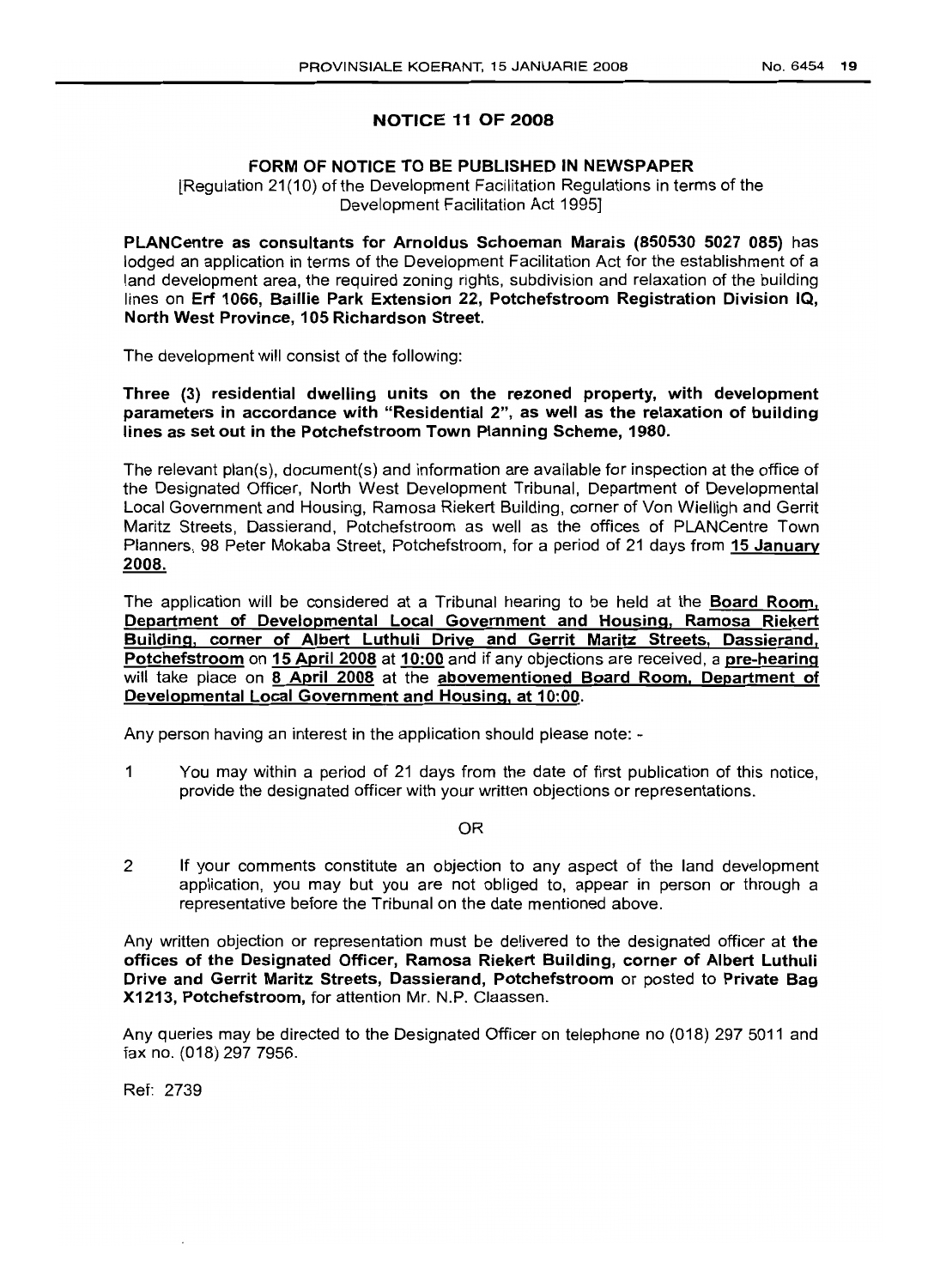## NOTICE 11 OF 2008

### FORM OF NOTICE TO BE PUBLISHED IN NEWSPAPER

[Regulation 21(10) of the Development Facilitation Regulations in terms of the Development Facilitation Act 1995]

**PLANCentre as consultants for Arnoldus Schoeman Marais (850530 5027 085)** has lodged an application in terms of the Development Facilitation Act for the establishment of a land development area, the required zoning rights, subdivision and relaxation of the building lines on **Erf 1066, Baillie Park Extension 22, Potchefstroom Registration Division IQ, North West Province, 105 Richardson Street.**

The development will consist of the following:

**Three (3) residential dwelling units on the rezoned property, with development parameters in accordance with "Residential 2", as well as the relaxation of building lines as set out in the Potchefstroom Town Planning Scheme, 1980.**

The relevant plan(s), document(s) and information are available for inspection at the office of the Designated Officer, North West Development Tribunal, Department of Developmental Local Government and Housing, Ramosa Riekert Building, corner of Von Wielligh and Gerrit Maritz Streets, Dassierand, Potchefstroom as well as the offices of PLANCentre Town Planners, 98 Peter Mokaba Street, Potchefstroom, for a period of 21 days from **15 January 2008.**

The application will be considered at a Tribunal hearing to be held at the **Board Room, Department of Developmental Local Government and Housing, Ramosa Riekert Building, corner of Albert Luthuli Drive and Gerrit Maritz Streets, Dassierand, Potchefstroom** on **15 April 2008** at **10:00** and if any objections are received, a **pre-hearing** will take place on **8 April 2008** at the **abovementioned Board Room, Department of Developmental Local Government and Housing, at 10:00**.

Any person having an interest in the application should please note: -

1 You may within a period of 21 days from the date of first publication of this notice, provide the designated officer with your written objections or representations.

OR

2 If your comments constitute an objection to any aspect of the land development application, you may but you are not obliged to, appear in person or through a representative before the Tribunal on the date mentioned above.

Any written objection or representation must be delivered to the designated officer at **the offices of the Designated Officer, Ramosa Riekert Building, corner of Albert Luthuli Drive and Gerrit Maritz Streets, Dassierand, Potchefstroom** or posted to **Private Bag X1213, Potchefstroom,** for attention Mr. N.P. Claassen.

Any queries may be directed to the Designated Officer on telephone no (018) 297 5011 and fax no. (018) 297 7956.

Ref: 2739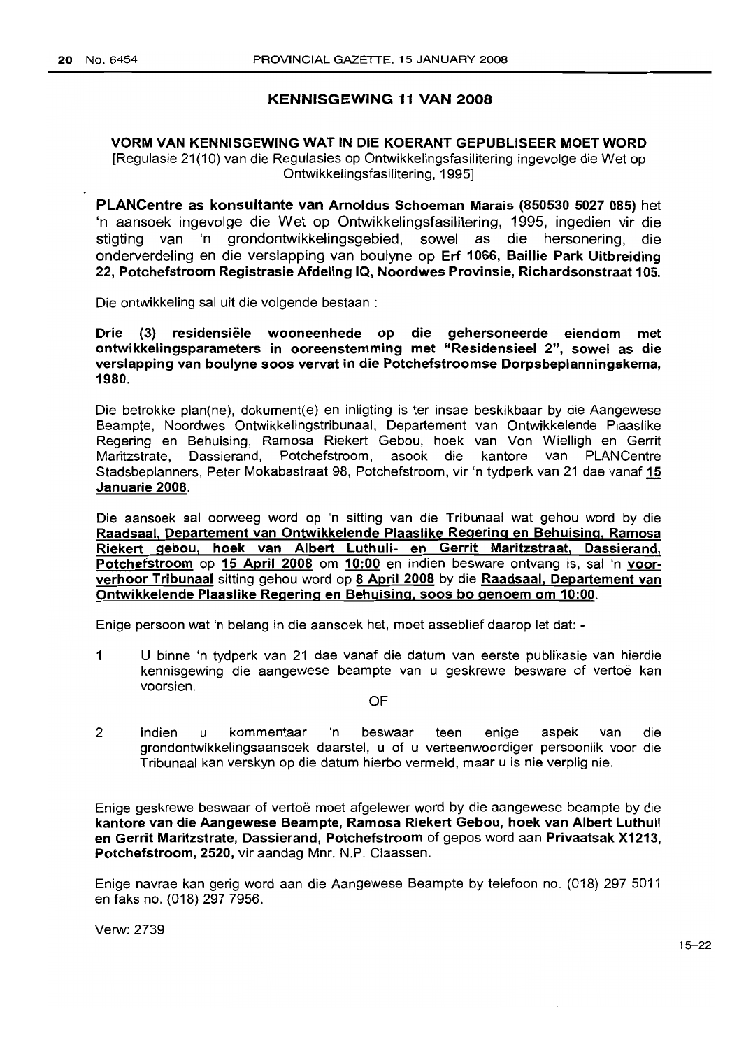## KENNISGEWING 11 VAN 2008

**VORM VAN KENNISGEWING WAT IN DIE KOERANT GEPUBLISEER MOET WORD**
[Regulasie 21(10) van die Regulasies op Ontwikkelingsfasilitering ingevolge die Wet op Ontwikkelingsfasilitering, 1995]

**PLANCentre as konsultante van Arnoldus Schoeman Marais (850530 5027 085)** het 'n aansoek ingevolge die Wet op Ontwikkelingsfasilitering, 1995, ingedien vir die stigting van 'n grondontwikkelingsgebied, sowel as die hersonering, die onderverdeling en die verslapping van boulyne op **Erf 1066, Baillie Park Uitbreiding 22, Potchefstroom Registrasie Afdeling IQ, Noordwes Provinsie, Richardsonstraat 105.**

Die ontwikkeling sal uit die volgende bestaan :

**Drie (3) residensiële wooneenhede op die gehersoneerde eiendom met ontwikkelingsparameters in ooreenstemming met "Residensieel 2", sowel as die verslapping van boulyne soos vervat in die Potchefstroomse Dorpsbeplanningskema, 1980.**

Die betrokke plan(ne), dokument(e) en inligting is ter insae beskikbaar by die Aangewese Beampte, Noordwes Ontwikkelingstribunaal, Departement van Ontwikkelende Plaaslike Regering en Behuising, Ramosa Riekert Gebou, hoek van Von Wielligh en Gerrit Maritzstrate, Dassierand, Potchefstroom, asook die kantore van PLANCentre Stadsbeplanners, Peter Mokabastraat 98, Potchefstroom, vir 'n tydperk van 21 dae vanaf **15 Januarie 2008**.

Die aansoek sal oorweeg word op 'n sitting van die Tribunaal wat gehou word by die **Raadsaal, Departement van Ontwikkelende Plaaslike Regering en Behuising, Ramosa Riekert gebou, hoek van Albert Luthuli- en Gerrit Maritzstraat, Dassierand, Potchefstroom** op **15 April 2008** om **10:00** en indien besware ontvang is, sal 'n **voor-verhoor Tribunaal** sitting gehou word op **8 April 2008** by die **Raadsaal, Departement van Ontwikkelende Plaaslike Regering en Behuising, soos bo genoem om 10:00**.

Enige persoon wat 'n belang in die aansoek het, moet asseblief daarop let dat: -

1 U binne 'n tydperk van 21 dae vanaf die datum van eerste publikasie van hierdie kennisgewing die aangewese beampte van u geskrewe besware of vertoë kan voorsien.

OF

2 Indien u kommentaar 'n beswaar teen enige aspek van die grondontwikkelingsaansoek daarstel, u of u verteenwoordiger persoonlik voor die Tribunaal kan verskyn op die datum hierbo vermeld, maar u is nie verplig nie.

Enige geskrewe beswaar of vertoë moet afgelewer word by die aangewese beampte by die **kantore van die Aangewese Beampte, Ramosa Riekert Gebou, hoek van Albert Luthuli en Gerrit Maritzstrate, Dassierand, Potchefstroom** of gepos word aan **Privaatsak X1213, Potchefstroom, 2520,** vir aandag Mnr. N.P. Claassen.

Enige navrae kan gerig word aan die Aangewese Beampte by telefoon no. (018) 297 5011 en faks no. (018) 297 7956.

Verw: 2739

15–22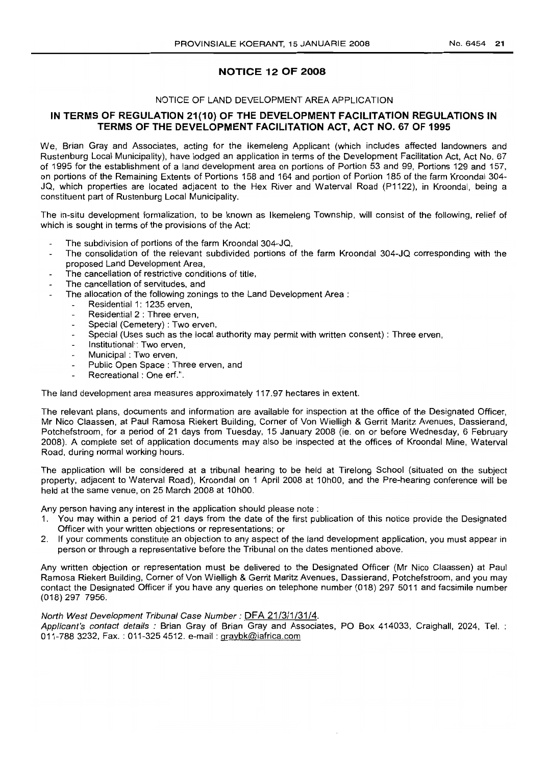# NOTICE 12 OF 2008

NOTICE OF LAND DEVELOPMENT AREA APPLICATION

## IN TERMS OF REGULATION 21(10) OF THE DEVELOPMENT FACILITATION REGULATIONS IN TERMS OF THE DEVELOPMENT FACILITATION ACT, ACT NO. 67 OF 1995

We, Brian Gray and Associates, acting for the Ikemeleng Applicant (which includes affected landowners and Rustenburg Local Municipality), have lodged an application in terms of the Development Facilitation Act, Act No. 67 of 1995 for the establishment of a land development area on portions of Portion 53 and 99, Portions 129 and 157, on portions of the Remaining Extents of Portions 158 and 164 and portion of Portion 185 of the farm Kroondal 304-JQ, which properties are located adjacent to the Hex River and Waterval Road (P1122), in Kroondal, being a constituent part of Rustenburg Local Municipality.

The in-situ development formalization, to be known as Ikemeleng Township, will consist of the following, relief of which is sought in terms of the provisions of the Act:

- The subdivision of portions of the farm Kroondal 304-JQ,
- The consolidation of the relevant subdivided portions of the farm Kroondal 304-JQ corresponding with the proposed Land Development Area,
- The cancellation of restrictive conditions of title,
- The cancellation of servitudes, and
- The allocation of the following zonings to the Land Development Area :
  - Residential 1: 1235 erven,
  - Residential 2 : Three erven,
  - Special (Cemetery) : Two erven,
  - Special (Uses such as the local authority may permit with written consent) : Three erven,
  - Institutional : Two erven,
  - Municipal : Two erven,
  - Public Open Space : Three erven, and
  - Recreational : One erf.".

The land development area measures approximately 117.97 hectares in extent.

The relevant plans, documents and information are available for inspection at the office of the Designated Officer, Mr Nico Claassen, at Paul Ramosa Riekert Building, Corner of Von Wielligh & Gerrit Maritz Avenues, Dassierand, Potchefstroom, for a period of 21 days from Tuesday, 15 January 2008 (ie. on or before Wednesday, 6 February 2008). A complete set of application documents may also be inspected at the offices of Kroondal Mine, Waterval Road, during normal working hours.

The application will be considered at a tribunal hearing to be held at Tirelong School (situated on the subject property, adjacent to Waterval Road), Kroondal on 1 April 2008 at 10h00, and the Pre-hearing conference will be held at the same venue, on 25 March 2008 at 10h00.

Any person having any interest in the application should please note :

1. You may within a period of 21 days from the date of the first publication of this notice provide the Designated Officer with your written objections or representations; or
2. If your comments constitute an objection to any aspect of the land development application, you must appear in person or through a representative before the Tribunal on the dates mentioned above.

Any written objection or representation must be delivered to the Designated Officer (Mr Nico Claassen) at Paul Ramosa Riekert Building, Corner of Von Wielligh & Gerrit Maritz Avenues, Dassierand, Potchefstroom, and you may contact the Designated Officer if you have any queries on telephone number (018) 297 5011 and facsimile number (018) 297 7956.

*North West Development Tribunal Case Number :* DFA 21/3/1/31/4.
*Applicant's contact details :* Brian Gray of Brian Gray and Associates, PO Box 414033, Craighall, 2024, Tel. : 011-788 3232, Fax. : 011-325 4512. e-mail : graybk@iafrica.com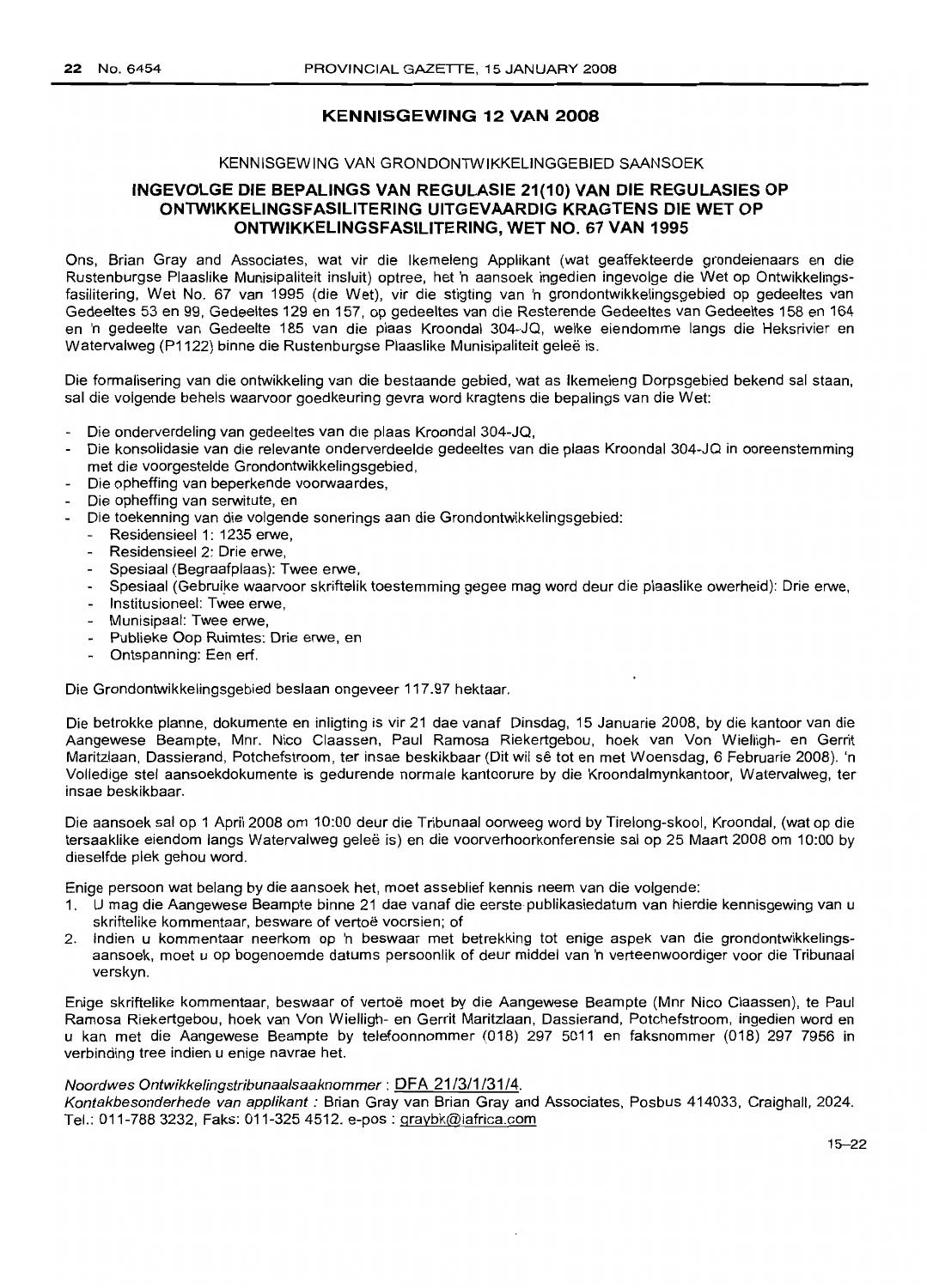## KENNISGEWING 12 VAN 2008

KENNISGEWING VAN GRONDONTWIKKELINGGEBIED SAANSOEK

### INGEVOLGE DIE BEPALINGS VAN REGULASIE 21(10) VAN DIE REGULASIES OP ONTWIKKELINGSFASILITERING UITGEVAARDIG KRAGTENS DIE WET OP ONTWIKKELINGSFASILITERING, WET NO. 67 VAN 1995

Ons, Brian Gray and Associates, wat vir die Ikemeleng Applikant (wat geaffekteerde grondeienaars en die Rustenburgse Plaaslike Munisipaliteit insluit) optree, het 'n aansoek ingedien ingevolge die Wet op Ontwikkelingsfasilitering, Wet No. 67 van 1995 (die Wet), vir die stigting van 'n grondontwikkelingsgebied op gedeeltes van Gedeeltes 53 en 99, Gedeeltes 129 en 157, op gedeeltes van die Resterende Gedeeltes van Gedeeltes 158 en 164 en 'n gedeelte van Gedeelte 185 van die plaas Kroondal 304-JQ, welke eiendomme langs die Heksrivier en Watervalweg (P1122) binne die Rustenburgse Plaaslike Munisipaliteit geleë is.

Die formalisering van die ontwikkeling van die bestaande gebied, wat as Ikemeleng Dorpsgebied bekend sal staan, sal die volgende behels waarvoor goedkeuring gevra word kragtens die bepalings van die Wet:

- Die onderverdeling van gedeeltes van die plaas Kroondal 304-JQ,
- Die konsolidasie van die relevante onderverdeelde gedeeltes van die plaas Kroondal 304-JQ in ooreenstemming met die voorgestelde Grondontwikkelingsgebied,
- Die opheffing van beperkende voorwaardes,
- Die opheffing van serwitute, en
- Die toekenning van die volgende sonerings aan die Grondontwikkelingsgebied:
  - Residensieel 1: 1235 erwe,
  - Residensieel 2: Drie erwe,
  - Spesiaal (Begraafplaas): Twee erwe,
  - Spesiaal (Gebruike waarvoor skriftelik toestemming gegee mag word deur die plaaslike owerheid): Drie erwe,
  - Institusioneel: Twee erwe,
  - Munisipaal: Twee erwe,
  - Publieke Oop Ruimtes: Drie erwe, en
  - Ontspanning: Een erf.

Die Grondontwikkelingsgebied beslaan ongeveer 117.97 hektaar.

Die betrokke planne, dokumente en inligting is vir 21 dae vanaf Dinsdag, 15 Januarie 2008, by die kantoor van die Aangewese Beampte, Mnr. Nico Claassen, Paul Ramosa Riekertgebou, hoek van Von Wielligh- en Gerrit Maritzlaan, Dassierand, Potchefstroom, ter insae beskikbaar (Dit wil sê tot en met Woensdag, 6 Februarie 2008). 'n Volledige stel aansoekdokumente is gedurende normale kantoorure by die Kroondalmynkantoor, Watervalweg, ter insae beskikbaar.

Die aansoek sal op 1 April 2008 om 10:00 deur die Tribunaal oorweeg word by Tirelong-skool, Kroondal, (wat op die tersaaklike eiendom langs Watervalweg geleë is) en die voorverhoorkonferensie sal op 25 Maart 2008 om 10:00 by dieselfde plek gehou word.

Enige persoon wat belang by die aansoek het, moet asseblief kennis neem van die volgende:

1. U mag die Aangewese Beampte binne 21 dae vanaf die eerste publikasiedatum van hierdie kennisgewing van u skriftelike kommentaar, besware of vertoë voorsien; of
2. Indien u kommentaar neerkom op 'n beswaar met betrekking tot enige aspek van die grondontwikkelingsaansoek, moet u op bogenoemde datums persoonlik of deur middel van 'n verteenwoordiger voor die Tribunaal verskyn.

Enige skriftelike kommentaar, beswaar of vertoë moet by die Aangewese Beampte (Mnr Nico Claassen), te Paul Ramosa Riekertgebou, hoek van Von Wielligh- en Gerrit Maritzlaan, Dassierand, Potchefstroom, ingedien word en u kan met die Aangewese Beampte by telefoonnommer (018) 297 5011 en faksnommer (018) 297 7956 in verbinding tree indien u enige navrae het.

*Noordwes Ontwikkelingstribunaalsaaknommer* : DFA 21/3/1/31/4.

*Kontakbesonderhede van applikant* : Brian Gray van Brian Gray and Associates, Posbus 414033, Craighall, 2024. Tel.: 011-788 3232, Faks: 011-325 4512. e-pos : graybk@iafrica.com

15–22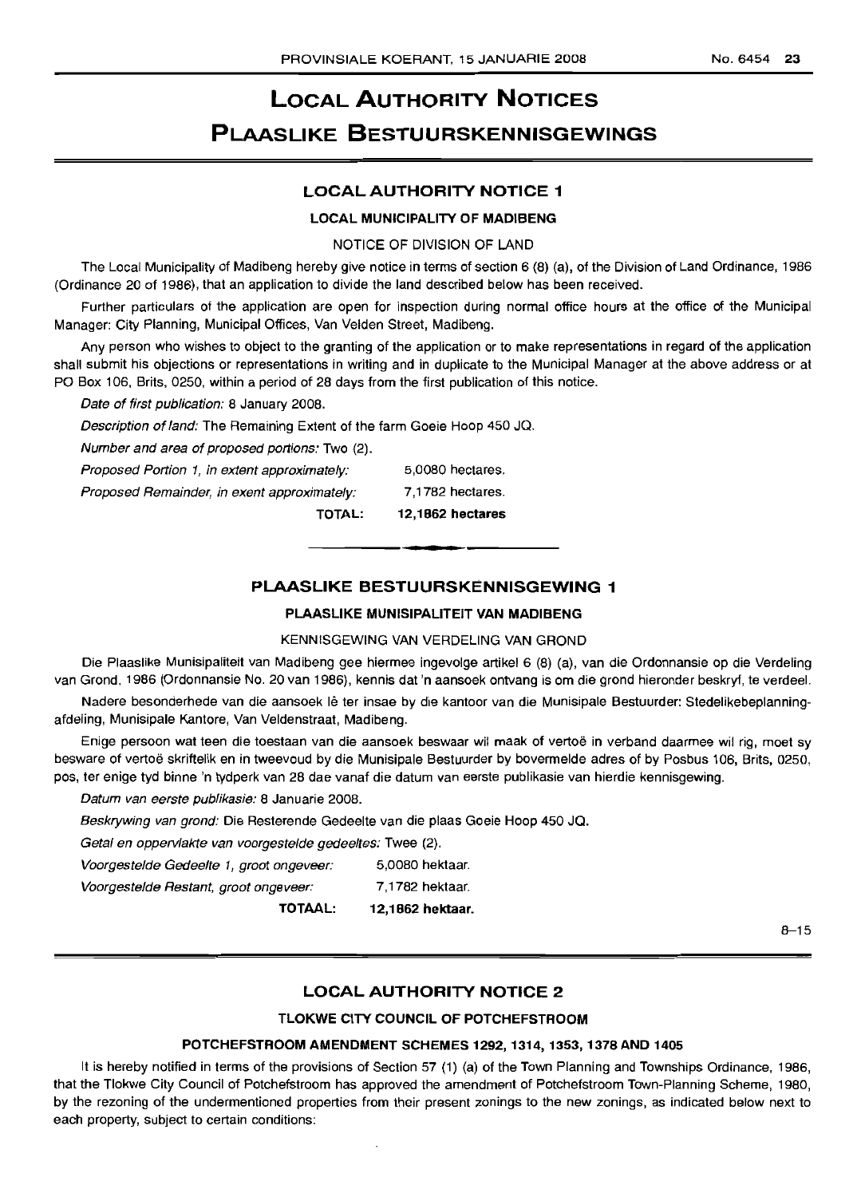# LOCAL AUTHORITY NOTICES

# PLAASLIKE BESTUURSKENNISGEWINGS

## LOCAL AUTHORITY NOTICE 1

### LOCAL MUNICIPALITY OF MADIBENG

NOTICE OF DIVISION OF LAND

The Local Municipality of Madibeng hereby give notice in terms of section 6 (8) (a), of the Division of Land Ordinance, 1986 (Ordinance 20 of 1986), that an application to divide the land described below has been received.

Further particulars of the application are open for inspection during normal office hours at the office of the Municipal Manager: City Planning, Municipal Offices, Van Velden Street, Madibeng.

Any person who wishes to object to the granting of the application or to make representations in regard of the application shall submit his objections or representations in writing and in duplicate to the Municipal Manager at the above address or at PO Box 106, Brits, 0250, within a period of 28 days from the first publication of this notice.

*Date of first publication:* 8 January 2008.

*Description of land:* The Remaining Extent of the farm Goeie Hoop 450 JQ.

*Number and area of proposed portions:* Two (2).

| | |
|---|---|
| *Proposed Portion 1, in extent approximately:* | 5,0080 hectares. |
| *Proposed Remainder, in exent approximately:* | 7,1782 hectares. |
| **TOTAL:** | **12,1862 hectares** |

---

## PLAASLIKE BESTUURSKENNISGEWING 1

### PLAASLIKE MUNISIPALITEIT VAN MADIBENG

KENNISGEWING VAN VERDELING VAN GROND

Die Plaaslike Munisipaliteit van Madibeng gee hiermee ingevolge artikel 6 (8) (a), van die Ordonnansie op die Verdeling van Grond, 1986 (Ordonnansie No. 20 van 1986), kennis dat 'n aansoek ontvang is om die grond hieronder beskryf, te verdeel.

Nadere besonderhede van die aansoek lê ter insae by die kantoor van die Munisipale Bestuurder: Stedelikebeplanning-afdeling, Munisipale Kantore, Van Veldenstraat, Madibeng.

Enige persoon wat teen die toestaan van die aansoek beswaar wil maak of vertoë in verband daarmee wil rig, moet sy besware of vertoë skriftelik en in tweevoud by die Munisipale Bestuurder by bovermelde adres of by Posbus 106, Brits, 0250, pos, ter enige tyd binne 'n tydperk van 28 dae vanaf die datum van eerste publikasie van hierdie kennisgewing.

*Datum van eerste publikasie:* 8 Januarie 2008.

*Beskrywing van grond:* Die Resterende Gedeelte van die plaas Goeie Hoop 450 JQ.

*Getal en oppervlakte van voorgestelde gedeeltes:* Twee (2).

| | |
|---|---|
| *Voorgestelde Gedeelte 1, groot ongeveer:* | 5,0080 hektaar. |
| *Voorgestelde Restant, groot ongeveer:* | 7,1782 hektaar. |
| **TOTAAL:** | **12,1862 hektaar.** |

8–15

---

## LOCAL AUTHORITY NOTICE 2

### TLOKWE CITY COUNCIL OF POTCHEFSTROOM

#### POTCHEFSTROOM AMENDMENT SCHEMES 1292, 1314, 1353, 1378 AND 1405

It is hereby notified in terms of the provisions of Section 57 (1) (a) of the Town Planning and Townships Ordinance, 1986, that the Tlokwe City Council of Potchefstroom has approved the amendment of Potchefstroom Town-Planning Scheme, 1980, by the rezoning of the undermentioned properties from their present zonings to the new zonings, as indicated below next to each property, subject to certain conditions: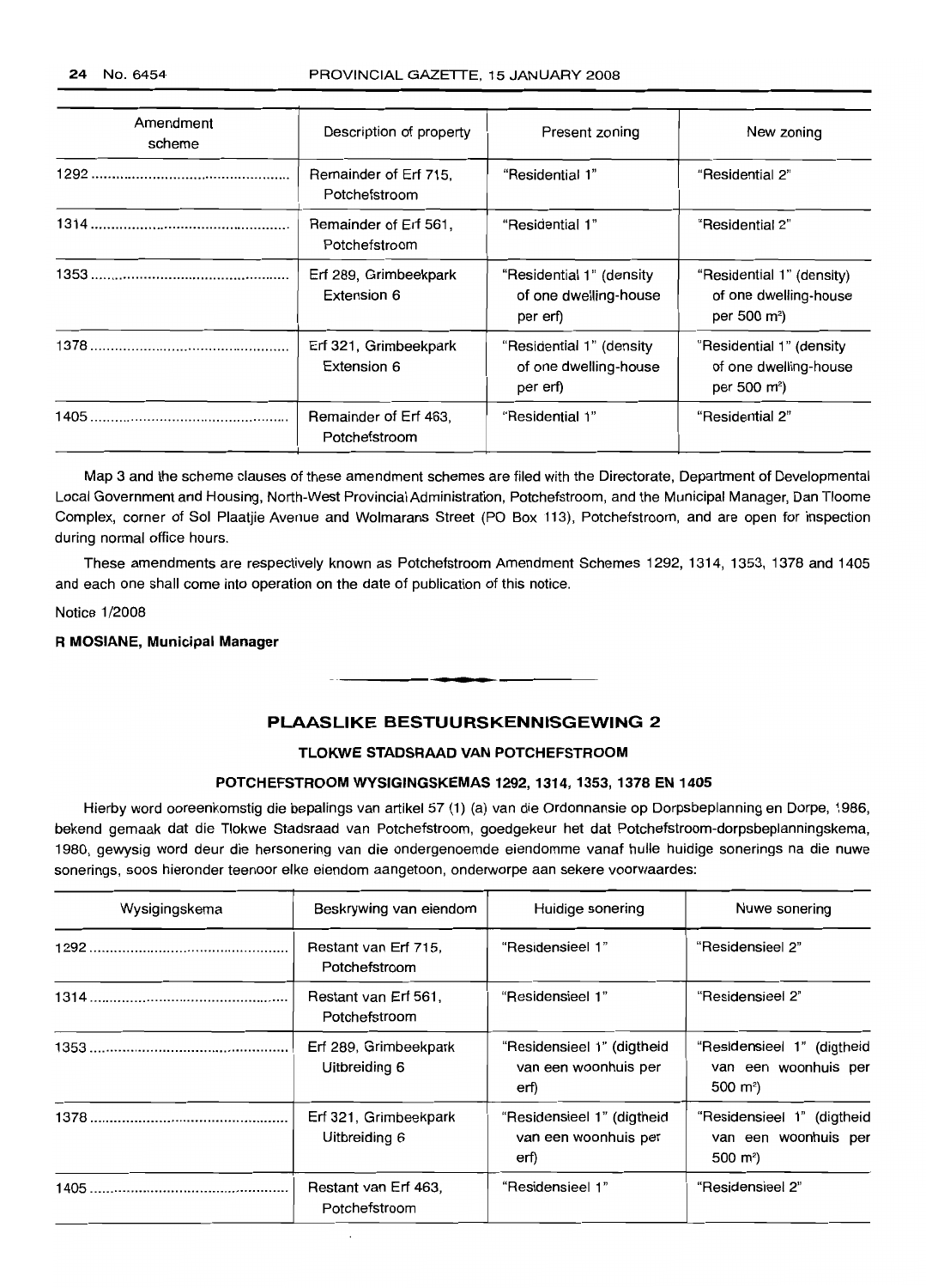| Amendment scheme | Description of property | Present zoning | New zoning |
|---|---|---|---|
| 1292 | Remainder of Erf 715, Potchefstroom | "Residential 1" | "Residential 2" |
| 1314 | Remainder of Erf 561, Potchefstroom | "Residential 1" | "Residential 2" |
| 1353 | Erf 289, Grimbeekpark Extension 6 | "Residential 1" (density of one dwelling-house per erf) | "Residential 1" (density) of one dwelling-house per 500 m²) |
| 1378 | Erf 321, Grimbeekpark Extension 6 | "Residential 1" (density of one dwelling-house per erf) | "Residential 1" (density of one dwelling-house per 500 m²) |
| 1405 | Remainder of Erf 463, Potchefstroom | "Residential 1" | "Residential 2" |

Map 3 and the scheme clauses of these amendment schemes are filed with the Directorate, Department of Developmental Local Government and Housing, North-West Provincial Administration, Potchefstroom, and the Municipal Manager, Dan Tloome Complex, corner of Sol Plaatjie Avenue and Wolmarans Street (PO Box 113), Potchefstroom, and are open for inspection during normal office hours.

These amendments are respectively known as Potchefstroom Amendment Schemes 1292, 1314, 1353, 1378 and 1405 and each one shall come into operation on the date of publication of this notice.

Notice 1/2008

**R MOSIANE, Municipal Manager**

## PLAASLIKE BESTUURSKENNISGEWING 2

### TLOKWE STADSRAAD VAN POTCHEFSTROOM

### POTCHEFSTROOM WYSIGINGSKEMAS 1292, 1314, 1353, 1378 EN 1405

Hierby word ooreenkomstig die bepalings van artikel 57 (1) (a) van die Ordonnansie op Dorpsbeplanning en Dorpe, 1986, bekend gemaak dat die Tlokwe Stadsraad van Potchefstroom, goedgekeur het dat Potchefstroom-dorpsbeplanningskema, 1980, gewysig word deur die hersonering van die ondergenoemde eiendomme vanaf hulle huidige sonerings na die nuwe sonerings, soos hieronder teenoor elke eiendom aangetoon, onderworpe aan sekere voorwaardes:

| Wysigingskema | Beskrywing van eiendom | Huidige sonering | Nuwe sonering |
|---|---|---|---|
| 1292 | Restant van Erf 715, Potchefstroom | "Residensieel 1" | "Residensieel 2" |
| 1314 | Restant van Erf 561, Potchefstroom | "Residensieel 1" | "Residensieel 2" |
| 1353 | Erf 289, Grimbeekpark Uitbreiding 6 | "Residensieel 1" (digtheid van een woonhuis per erf) | "Residensieel 1" (digtheid van een woonhuis per 500 m²) |
| 1378 | Erf 321, Grimbeekpark Uitbreiding 6 | "Residensieel 1" (digtheid van een woonhuis per erf) | "Residensieel 1" (digtheid van een woonhuis per 500 m²) |
| 1405 | Restant van Erf 463, Potchefstroom | "Residensieel 1" | "Residensieel 2" |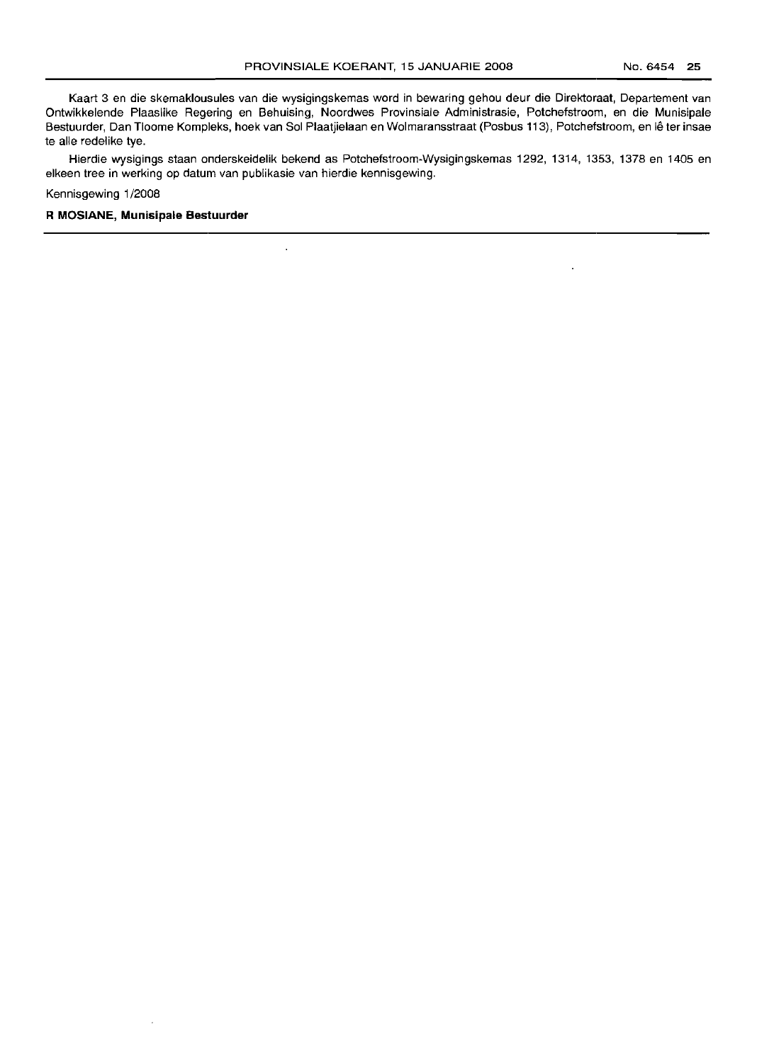Kaart 3 en die skemaklousules van die wysigingskemas word in bewaring gehou deur die Direktoraat, Departement van Ontwikkelende Plaaslike Regering en Behuising, Noordwes Provinsiale Administrasie, Potchefstroom, en die Munisipale Bestuurder, Dan Tloome Kompleks, hoek van Sol Plaatjielaan en Wolmaransstraat (Posbus 113), Potchefstroom, en lê ter insae te alle redelike tye.

Hierdie wysigings staan onderskeidelik bekend as Potchefstroom-Wysigingskemas 1292, 1314, 1353, 1378 en 1405 en elkeen tree in werking op datum van publikasie van hierdie kennisgewing.

Kennisgewing 1/2008

**R MOSIANE, Munisipale Bestuurder**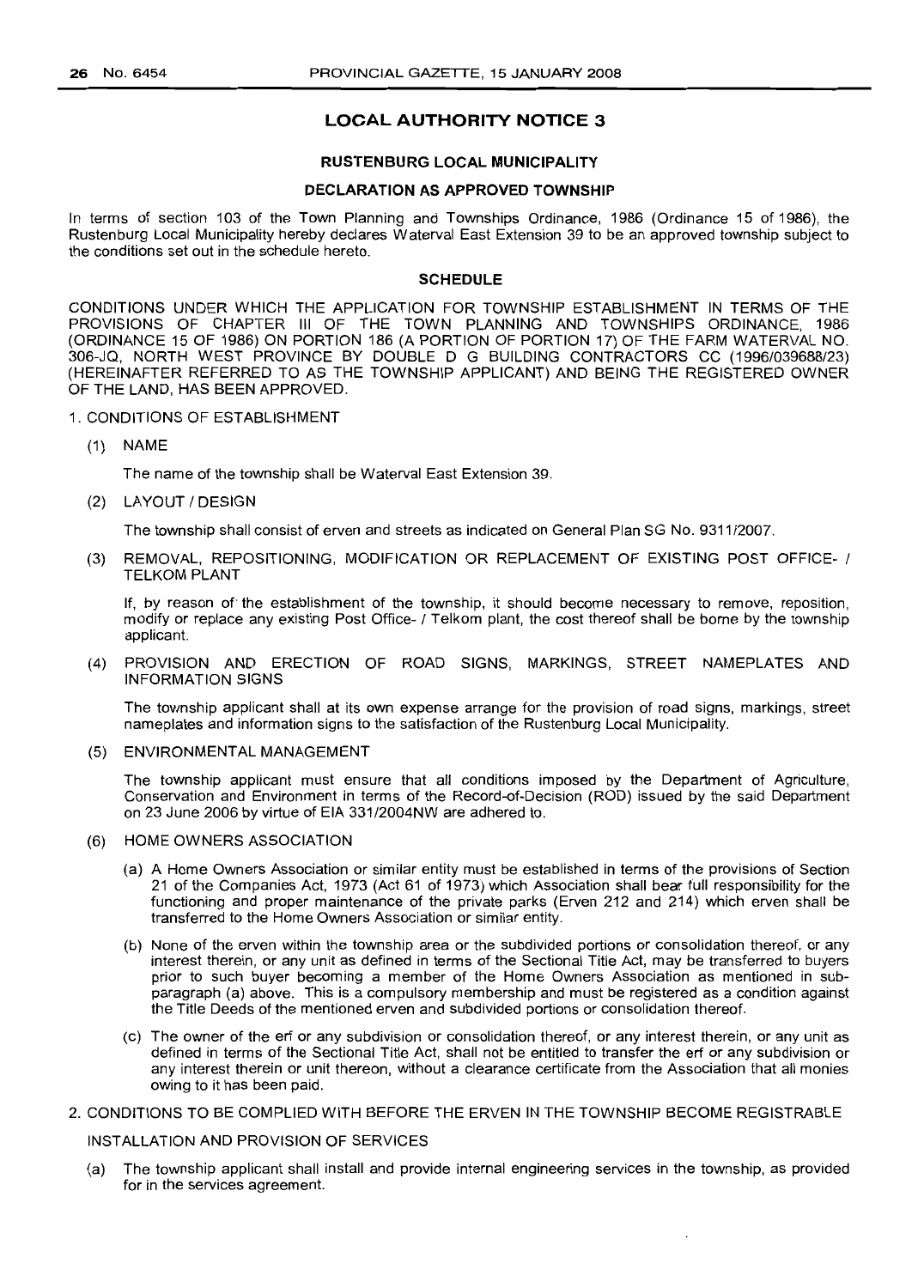## LOCAL AUTHORITY NOTICE 3

### RUSTENBURG LOCAL MUNICIPALITY

### DECLARATION AS APPROVED TOWNSHIP

In terms of section 103 of the Town Planning and Townships Ordinance, 1986 (Ordinance 15 of 1986), the Rustenburg Local Municipality hereby declares Waterval East Extension 39 to be an approved township subject to the conditions set out in the schedule hereto.

### SCHEDULE

CONDITIONS UNDER WHICH THE APPLICATION FOR TOWNSHIP ESTABLISHMENT IN TERMS OF THE PROVISIONS OF CHAPTER III OF THE TOWN PLANNING AND TOWNSHIPS ORDINANCE, 1986 (ORDINANCE 15 OF 1986) ON PORTION 186 (A PORTION OF PORTION 17) OF THE FARM WATERVAL NO. 306-JQ, NORTH WEST PROVINCE BY DOUBLE D G BUILDING CONTRACTORS CC (1996/039688/23) (HEREINAFTER REFERRED TO AS THE TOWNSHIP APPLICANT) AND BEING THE REGISTERED OWNER OF THE LAND, HAS BEEN APPROVED.

1. CONDITIONS OF ESTABLISHMENT

   (1) NAME

   The name of the township shall be Waterval East Extension 39.

   (2) LAYOUT / DESIGN

   The township shall consist of erven and streets as indicated on General Plan SG No. 9311/2007.

   (3) REMOVAL, REPOSITIONING, MODIFICATION OR REPLACEMENT OF EXISTING POST OFFICE- / TELKOM PLANT

   If, by reason of the establishment of the township, it should become necessary to remove, reposition, modify or replace any existing Post Office- / Telkom plant, the cost thereof shall be borne by the township applicant.

   (4) PROVISION AND ERECTION OF ROAD SIGNS, MARKINGS, STREET NAMEPLATES AND INFORMATION SIGNS

   The township applicant shall at its own expense arrange for the provision of road signs, markings, street nameplates and information signs to the satisfaction of the Rustenburg Local Municipality.

   (5) ENVIRONMENTAL MANAGEMENT

   The township applicant must ensure that all conditions imposed by the Department of Agriculture, Conservation and Environment in terms of the Record-of-Decision (ROD) issued by the said Department on 23 June 2006 by virtue of EIA 331/2004NW are adhered to.

   (6) HOME OWNERS ASSOCIATION

   (a) A Home Owners Association or similar entity must be established in terms of the provisions of Section 21 of the Companies Act, 1973 (Act 61 of 1973) which Association shall bear full responsibility for the functioning and proper maintenance of the private parks (Erven 212 and 214) which erven shall be transferred to the Home Owners Association or similar entity.

   (b) None of the erven within the township area or the subdivided portions or consolidation thereof, or any interest therein, or any unit as defined in terms of the Sectional Title Act, may be transferred to buyers prior to such buyer becoming a member of the Home Owners Association as mentioned in sub-paragraph (a) above. This is a compulsory membership and must be registered as a condition against the Title Deeds of the mentioned erven and subdivided portions or consolidation thereof.

   (c) The owner of the erf or any subdivision or consolidation thereof, or any interest therein, or any unit as defined in terms of the Sectional Title Act, shall not be entitled to transfer the erf or any subdivision or any interest therein or unit thereon, without a clearance certificate from the Association that all monies owing to it has been paid.

2. CONDITIONS TO BE COMPLIED WITH BEFORE THE ERVEN IN THE TOWNSHIP BECOME REGISTRABLE

   INSTALLATION AND PROVISION OF SERVICES

   (a) The township applicant shall install and provide internal engineering services in the township, as provided for in the services agreement.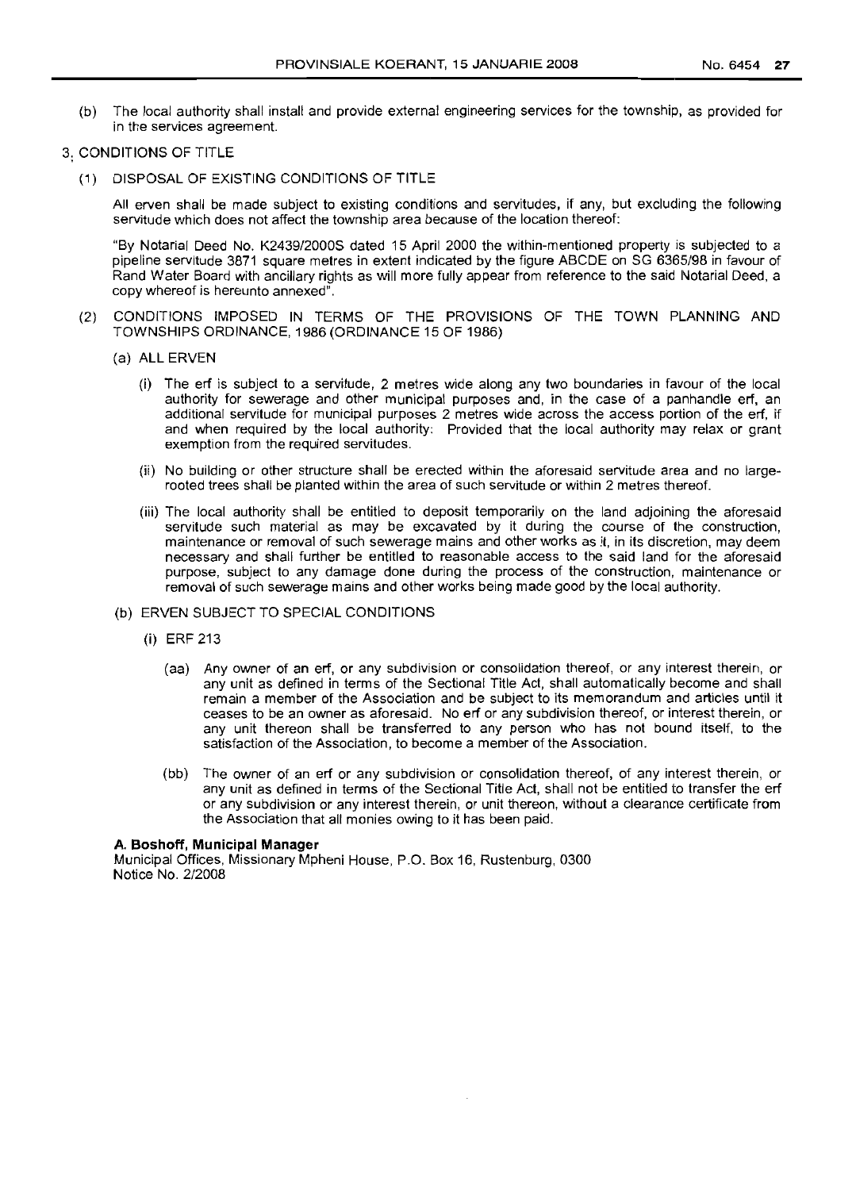(b) The local authority shall install and provide external engineering services for the township, as provided for in the services agreement.

3. CONDITIONS OF TITLE

(1) DISPOSAL OF EXISTING CONDITIONS OF TITLE

All erven shall be made subject to existing conditions and servitudes, if any, but excluding the following servitude which does not affect the township area because of the location thereof:

"By Notarial Deed No. K2439/2000S dated 15 April 2000 the within-mentioned property is subjected to a pipeline servitude 3871 square metres in extent indicated by the figure ABCDE on SG 6365/98 in favour of Rand Water Board with ancillary rights as will more fully appear from reference to the said Notarial Deed, a copy whereof is hereunto annexed".

(2) CONDITIONS IMPOSED IN TERMS OF THE PROVISIONS OF THE TOWN PLANNING AND TOWNSHIPS ORDINANCE, 1986 (ORDINANCE 15 OF 1986)

(a) ALL ERVEN

(i) The erf is subject to a servitude, 2 metres wide along any two boundaries in favour of the local authority for sewerage and other municipal purposes and, in the case of a panhandle erf, an additional servitude for municipal purposes 2 metres wide across the access portion of the erf, if and when required by the local authority: Provided that the local authority may relax or grant exemption from the required servitudes.

(ii) No building or other structure shall be erected within the aforesaid servitude area and no large-rooted trees shall be planted within the area of such servitude or within 2 metres thereof.

(iii) The local authority shall be entitled to deposit temporarily on the land adjoining the aforesaid servitude such material as may be excavated by it during the course of the construction, maintenance or removal of such sewerage mains and other works as it, in its discretion, may deem necessary and shall further be entitled to reasonable access to the said land for the aforesaid purpose, subject to any damage done during the process of the construction, maintenance or removal of such sewerage mains and other works being made good by the local authority.

(b) ERVEN SUBJECT TO SPECIAL CONDITIONS

(i) ERF 213

(aa) Any owner of an erf, or any subdivision or consolidation thereof, or any interest therein, or any unit as defined in terms of the Sectional Title Act, shall automatically become and shall remain a member of the Association and be subject to its memorandum and articles until it ceases to be an owner as aforesaid. No erf or any subdivision thereof, or interest therein, or any unit thereon shall be transferred to any person who has not bound itself, to the satisfaction of the Association, to become a member of the Association.

(bb) The owner of an erf or any subdivision or consolidation thereof, of any interest therein, or any unit as defined in terms of the Sectional Title Act, shall not be entitled to transfer the erf or any subdivision or any interest therein, or unit thereon, without a clearance certificate from the Association that all monies owing to it has been paid.

**A. Boshoff, Municipal Manager**
Municipal Offices, Missionary Mpheni House, P.O. Box 16, Rustenburg, 0300
Notice No. 2/2008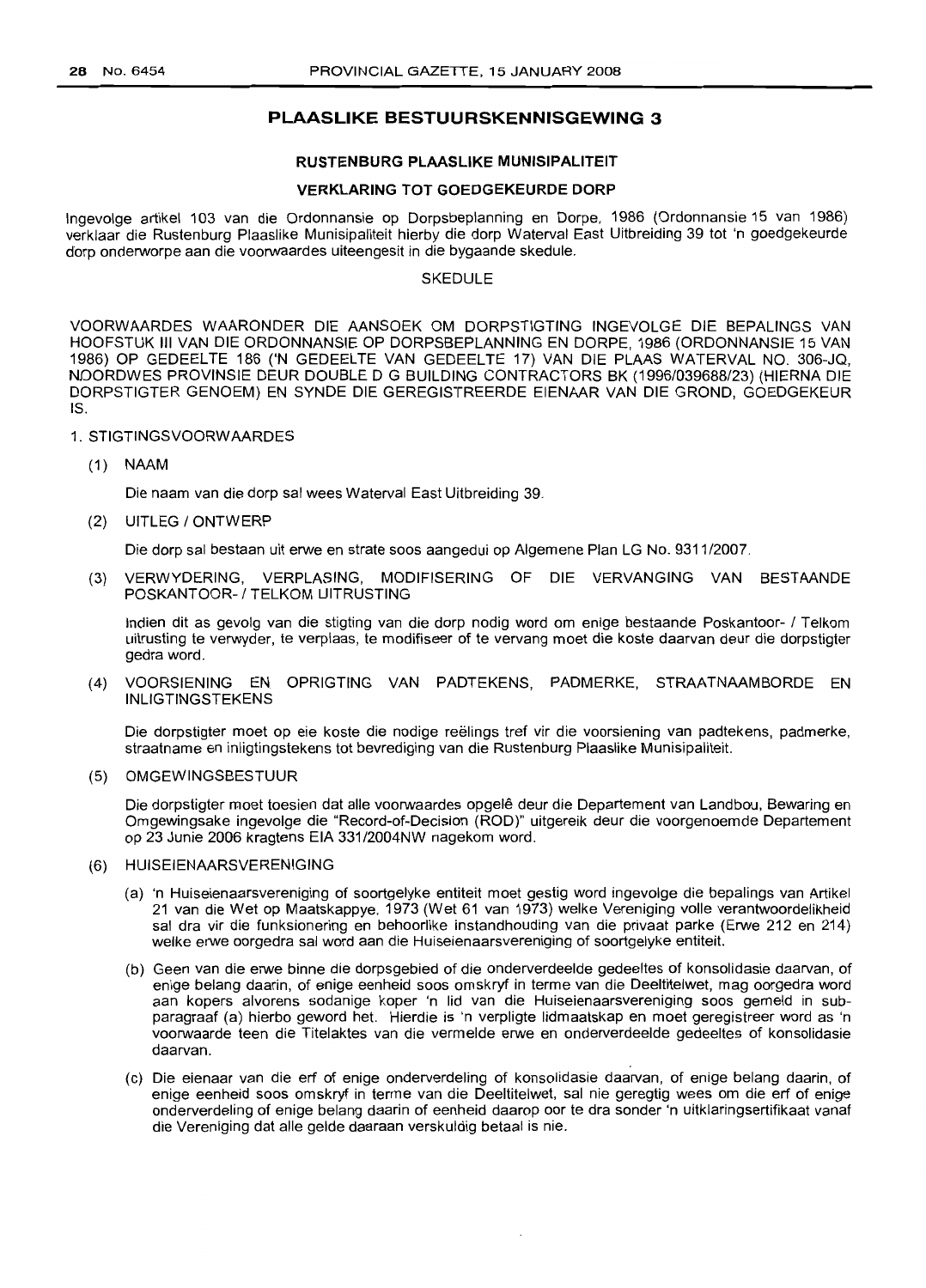# PLAASLIKE BESTUURSKENNISGEWING 3

## RUSTENBURG PLAASLIKE MUNISIPALITEIT

## VERKLARING TOT GOEDGEKEURDE DORP

Ingevolge artikel 103 van die Ordonnansie op Dorpsbeplanning en Dorpe, 1986 (Ordonnansie 15 van 1986) verklaar die Rustenburg Plaaslike Munisipaliteit hierby die dorp Waterval East Uitbreiding 39 tot 'n goedgekeurde dorp onderworpe aan die voorwaardes uiteengesit in die bygaande skedule.

SKEDULE

VOORWAARDES WAARONDER DIE AANSOEK OM DORPSTIGTING INGEVOLGE DIE BEPALINGS VAN HOOFSTUK III VAN DIE ORDONNANSIE OP DORPSBEPLANNING EN DORPE, 1986 (ORDONNANSIE 15 VAN 1986) OP GEDEELTE 186 ('N GEDEELTE VAN GEDEELTE 17) VAN DIE PLAAS WATERVAL NO. 306-JQ, NOORDWES PROVINSIE DEUR DOUBLE D G BUILDING CONTRACTORS BK (1996/039688/23) (HIERNA DIE DORPSTIGTER GENOEM) EN SYNDE DIE GEREGISTREERDE EIENAAR VAN DIE GROND, GOEDGEKEUR IS.

1. STIGTINGSVOORWAARDES

   (1) NAAM

   Die naam van die dorp sal wees Waterval East Uitbreiding 39.

   (2) UITLEG / ONTWERP

   Die dorp sal bestaan uit erwe en strate soos aangedui op Algemene Plan LG No. 9311/2007.

   (3) VERWYDERING, VERPLASING, MODIFISERING OF DIE VERVANGING VAN BESTAANDE POSKANTOOR- / TELKOM UITRUSTING

   Indien dit as gevolg van die stigting van die dorp nodig word om enige bestaande Poskantoor- / Telkom uitrusting te verwyder, te verplaas, te modifiseer of te vervang moet die koste daarvan deur die dorpstigter gedra word.

   (4) VOORSIENING EN OPRIGTING VAN PADTEKENS, PADMERKE, STRAATNAAMBORDE EN INLIGTINGSTEKENS

   Die dorpstigter moet op eie koste die nodige reëlings tref vir die voorsiening van padtekens, padmerke, straatname en inligtingstekens tot bevrediging van die Rustenburg Plaaslike Munisipaliteit.

   (5) OMGEWINGSBESTUUR

   Die dorpstigter moet toesien dat alle voorwaardes opgelê deur die Departement van Landbou, Bewaring en Omgewingsake ingevolge die "Record-of-Decision (ROD)" uitgereik deur die voorgenoemde Departement op 23 Junie 2006 kragtens EIA 331/2004NW nagekom word.

   (6) HUISEIENAARSVERENIGING

   (a) 'n Huiseienaarsvereniging of soortgelyke entiteit moet gestig word ingevolge die bepalings van Artikel 21 van die Wet op Maatskappye, 1973 (Wet 61 van 1973) welke Vereniging volle verantwoordelikheid sal dra vir die funksionering en behoorlike instandhouding van die privaat parke (Erwe 212 en 214) welke erwe oorgedra sal word aan die Huiseienaarsvereniging of soortgelyke entiteit.

   (b) Geen van die erwe binne die dorpsgebied of die onderverdeelde gedeeltes of konsolidasie daarvan, of enige belang daarin, of enige eenheid soos omskryf in terme van die Deeltitelwet, mag oorgedra word aan kopers alvorens sodanige koper 'n lid van die Huiseienaarsvereniging soos gemeld in sub-paragraaf (a) hierbo geword het. Hierdie is 'n verpligte lidmaatskap en moet geregistreer word as 'n voorwaarde teen die Titelaktes van die vermelde erwe en onderverdeelde gedeeltes of konsolidasie daarvan.

   (c) Die eienaar van die erf of enige onderverdeling of konsolidasie daarvan, of enige belang daarin, of enige eenheid soos omskryf in terme van die Deeltitelwet, sal nie geregtig wees om die erf of enige onderverdeling of enige belang daarin of eenheid daarop oor te dra sonder 'n uitklaringsertifikaat vanaf die Vereniging dat alle gelde daaraan verskuldig betaal is nie.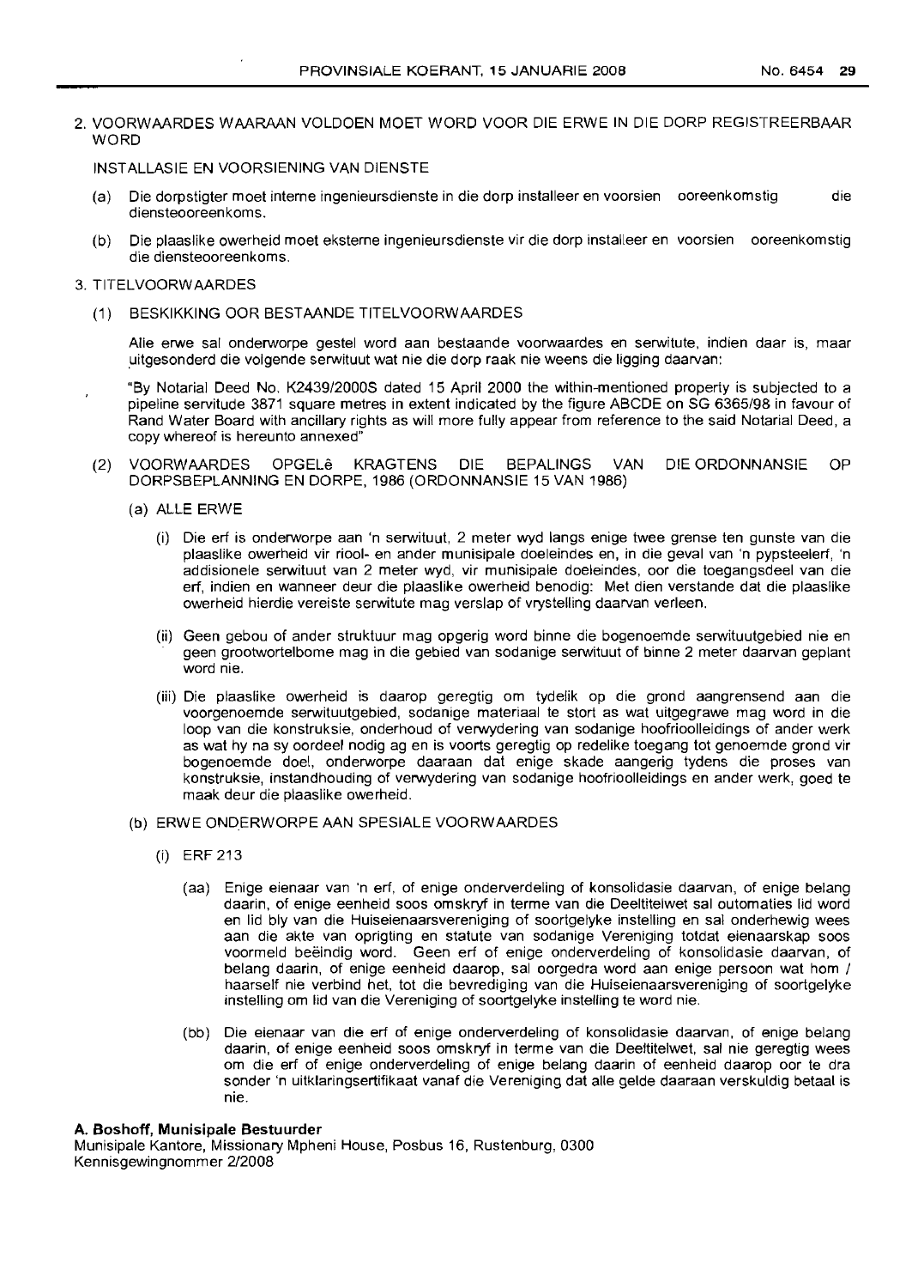2. VOORWAARDES WAARAAN VOLDOEN MOET WORD VOOR DIE ERWE IN DIE DORP REGISTREERBAAR WORD

INSTALLASIE EN VOORSIENING VAN DIENSTE

(a) Die dorpstigter moet interne ingenieursdienste in die dorp installeer en voorsien ooreenkomstig die diensteooreenkoms.

(b) Die plaaslike owerheid moet eksterne ingenieursdienste vir die dorp installeer en voorsien ooreenkomstig die diensteooreenkoms.

3. TITELVOORWAARDES

(1) BESKIKKING OOR BESTAANDE TITELVOORWAARDES

Alle erwe sal onderworpe gestel word aan bestaande voorwaardes en serwitute, indien daar is, maar uitgesonderd die volgende serwituut wat nie die dorp raak nie weens die ligging daarvan:

"By Notarial Deed No. K2439/2000S dated 15 April 2000 the within-mentioned property is subjected to a pipeline servitude 3871 square metres in extent indicated by the figure ABCDE on SG 6365/98 in favour of Rand Water Board with ancillary rights as will more fully appear from reference to the said Notarial Deed, a copy whereof is hereunto annexed"

(2) VOORWAARDES OPGELê KRAGTENS DIE BEPALINGS VAN DIE ORDONNANSIE OP DORPSBEPLANNING EN DORPE, 1986 (ORDONNANSIE 15 VAN 1986)

(a) ALLE ERWE

(i) Die erf is onderworpe aan 'n serwituut, 2 meter wyd langs enige twee grense ten gunste van die plaaslike owerheid vir riool- en ander munisipale doeleindes en, in die geval van 'n pypsteelerf, 'n addisionele serwituut van 2 meter wyd, vir munisipale doeleindes, oor die toegangsdeel van die erf, indien en wanneer deur die plaaslike owerheid benodig: Met dien verstande dat die plaaslike owerheid hierdie vereiste serwitute mag verslap of vrystelling daarvan verleen.

(ii) Geen gebou of ander struktuur mag opgerig word binne die bogenoemde serwituutgebied nie en geen grootwortelbome mag in die gebied van sodanige serwituut of binne 2 meter daarvan geplant word nie.

(iii) Die plaaslike owerheid is daarop geregtig om tydelik op die grond aangrensend aan die voorgenoemde serwituutgebied, sodanige materiaal te stort as wat uitgegrawe mag word in die loop van die konstruksie, onderhoud of verwydering van sodanige hoofrioolleidings of ander werk as wat hy na sy oordeel nodig ag en is voorts geregtig op redelike toegang tot genoemde grond vir bogenoemde doel, onderworpe daaraan dat enige skade aangerig tydens die proses van konstruksie, instandhouding of verwydering van sodanige hoofrioolleidings en ander werk, goed te maak deur die plaaslike owerheid.

(b) ERWE ONDERWORPE AAN SPESIALE VOORWAARDES

(i) ERF 213

(aa) Enige eienaar van 'n erf, of enige onderverdeling of konsolidasie daarvan, of enige belang daarin, of enige eenheid soos omskryf in terme van die Deeltitelwet sal outomaties lid word en lid bly van die Huiseienaarsvereniging of soortgelyke instelling en sal onderhewig wees aan die akte van oprigting en statute van sodanige Vereniging totdat eienaarskap soos voormeld beëindig word. Geen erf of enige onderverdeling of konsolidasie daarvan, of belang daarin, of enige eenheid daarop, sal oorgedra word aan enige persoon wat hom / haarself nie verbind het, tot die bevrediging van die Huiseienaarsvereniging of soortgelyke instelling om lid van die Vereniging of soortgelyke instelling te word nie.

(bb) Die eienaar van die erf of enige onderverdeling of konsolidasie daarvan, of enige belang daarin, of enige eenheid soos omskryf in terme van die Deeltitelwet, sal nie geregtig wees om die erf of enige onderverdeling of enige belang daarin of eenheid daarop oor te dra sonder 'n uitklaringsertifikaat vanaf die Vereniging dat alle gelde daaraan verskuldig betaal is nie.

**A. Boshoff, Munisipale Bestuurder**
Munisipale Kantore, Missionary Mpheni House, Posbus 16, Rustenburg, 0300
Kennisgewingnommer 2/2008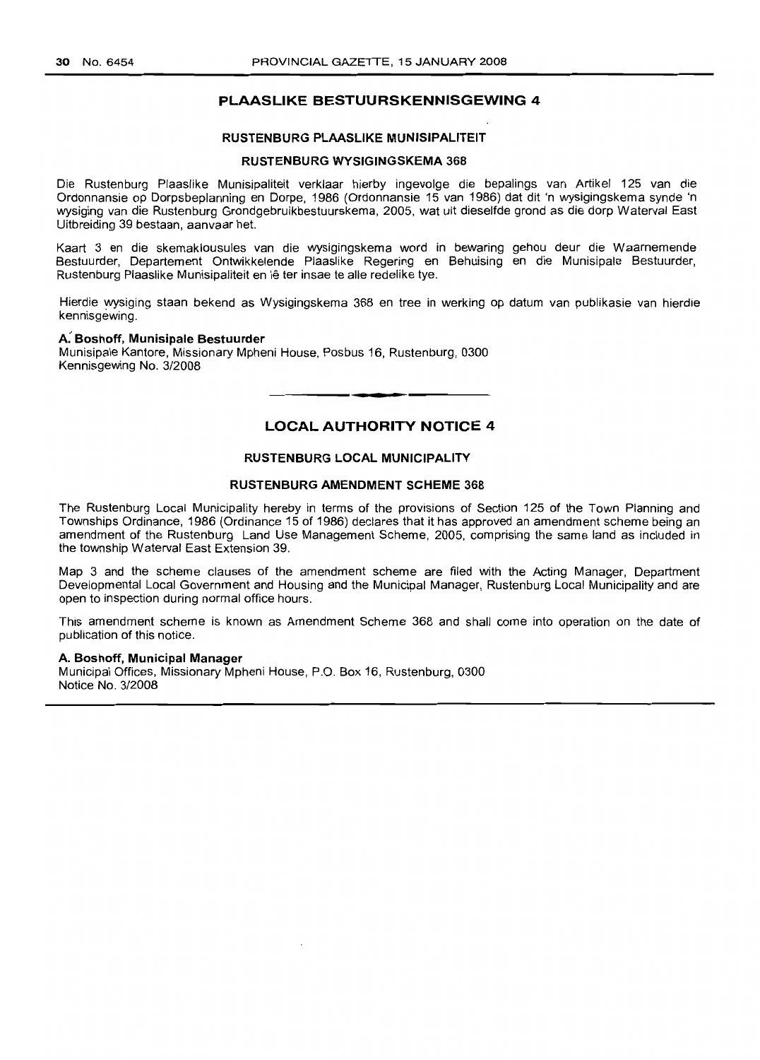## PLAASLIKE BESTUURSKENNISGEWING 4

### RUSTENBURG PLAASLIKE MUNISIPALITEIT

### RUSTENBURG WYSIGINGSKEMA 368

Die Rustenburg Plaaslike Munisipaliteit verklaar hierby ingevolge die bepalings van Artikel 125 van die Ordonnansie op Dorpsbeplanning en Dorpe, 1986 (Ordonnansie 15 van 1986) dat dit 'n wysigingskema synde 'n wysiging van die Rustenburg Grondgebruikbestuurskema, 2005, wat uit dieselfde grond as die dorp Waterval East Uitbreiding 39 bestaan, aanvaar het.

Kaart 3 en die skemaklousules van die wysigingskema word in bewaring gehou deur die Waarnemende Bestuurder, Departement Ontwikkelende Plaaslike Regering en Behuising en die Munisipale Bestuurder, Rustenburg Plaaslike Munisipaliteit en lê ter insae te alle redelike tye.

Hierdie wysiging staan bekend as Wysigingskema 368 en tree in werking op datum van publikasie van hierdie kennisgewing.

**A. Boshoff, Munisipale Bestuurder**
Munisipale Kantore, Missionary Mpheni House, Posbus 16, Rustenburg, 0300
Kennisgewing No. 3/2008

---

## LOCAL AUTHORITY NOTICE 4

### RUSTENBURG LOCAL MUNICIPALITY

### RUSTENBURG AMENDMENT SCHEME 368

The Rustenburg Local Municipality hereby in terms of the provisions of Section 125 of the Town Planning and Townships Ordinance, 1986 (Ordinance 15 of 1986) declares that it has approved an amendment scheme being an amendment of the Rustenburg Land Use Management Scheme, 2005, comprising the same land as included in the township Waterval East Extension 39.

Map 3 and the scheme clauses of the amendment scheme are filed with the Acting Manager, Department Developmental Local Government and Housing and the Municipal Manager, Rustenburg Local Municipality and are open to inspection during normal office hours.

This amendment scheme is known as Amendment Scheme 368 and shall come into operation on the date of publication of this notice.

**A. Boshoff, Municipal Manager**
Municipal Offices, Missionary Mpheni House, P.O. Box 16, Rustenburg, 0300
Notice No. 3/2008